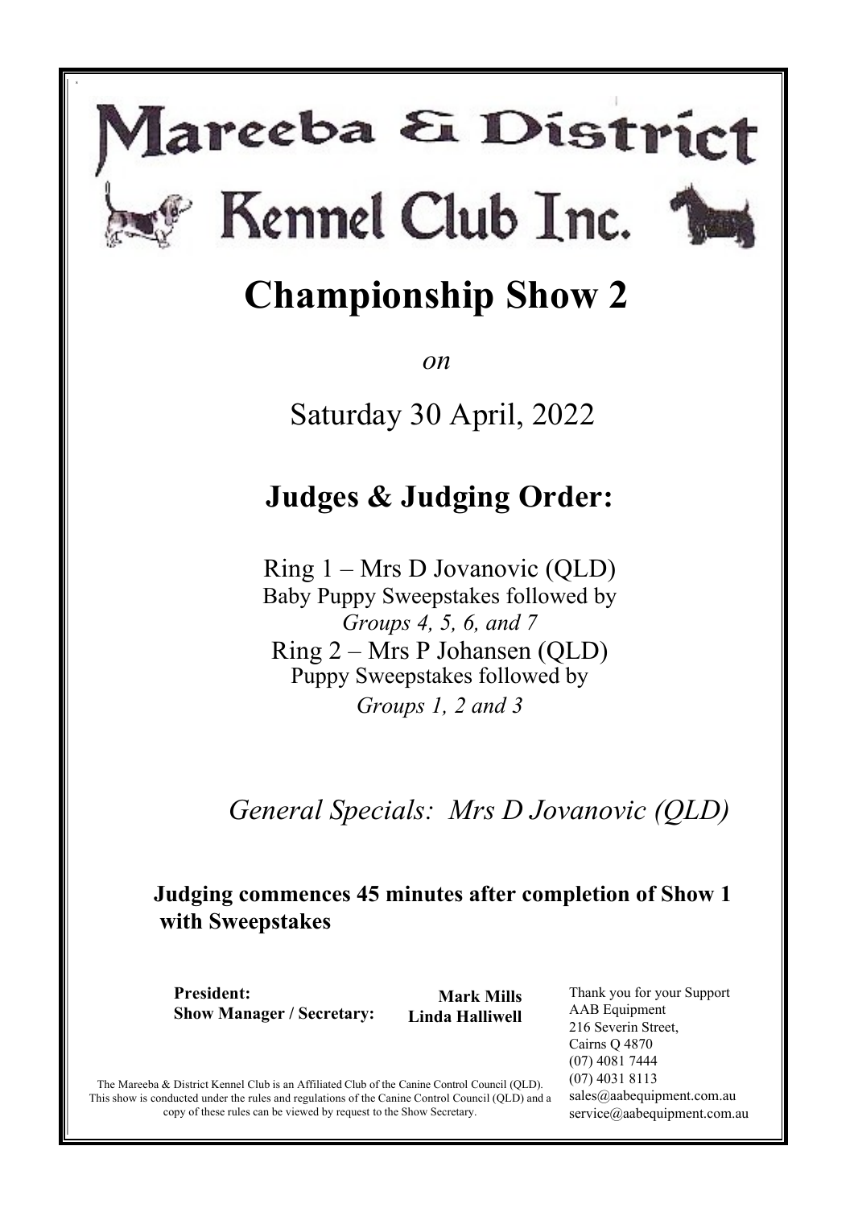# Mareeba & District Kennel Club Inc.

# Championship Show 2

*on*

Saturday 30 April, 2022

## Judges & Judging Order:

Ring 1 – Mrs D Jovanovic (QLD)
Baby Puppy Sweepstakes followed by
*Groups 4, 5, 6, and 7*

Ring 2 – Mrs P Johansen (QLD)
Puppy Sweepstakes followed by
*Groups 1, 2 and 3*

*General Specials: Mrs D Jovanovic (QLD)*

**Judging commences 45 minutes after completion of Show 1 with Sweepstakes**

**President:** **Mark Mills**
**Show Manager / Secretary:** **Linda Halliwell**

Thank you for your Support
AAB Equipment
216 Severin Street,
Cairns Q 4870
(07) 4081 7444
(07) 4031 8113
sales@aabequipment.com.au
service@aabequipment.com.au

The Mareeba & District Kennel Club is an Affiliated Club of the Canine Control Council (QLD). This show is conducted under the rules and regulations of the Canine Control Council (QLD) and a copy of these rules can be viewed by request to the Show Secretary.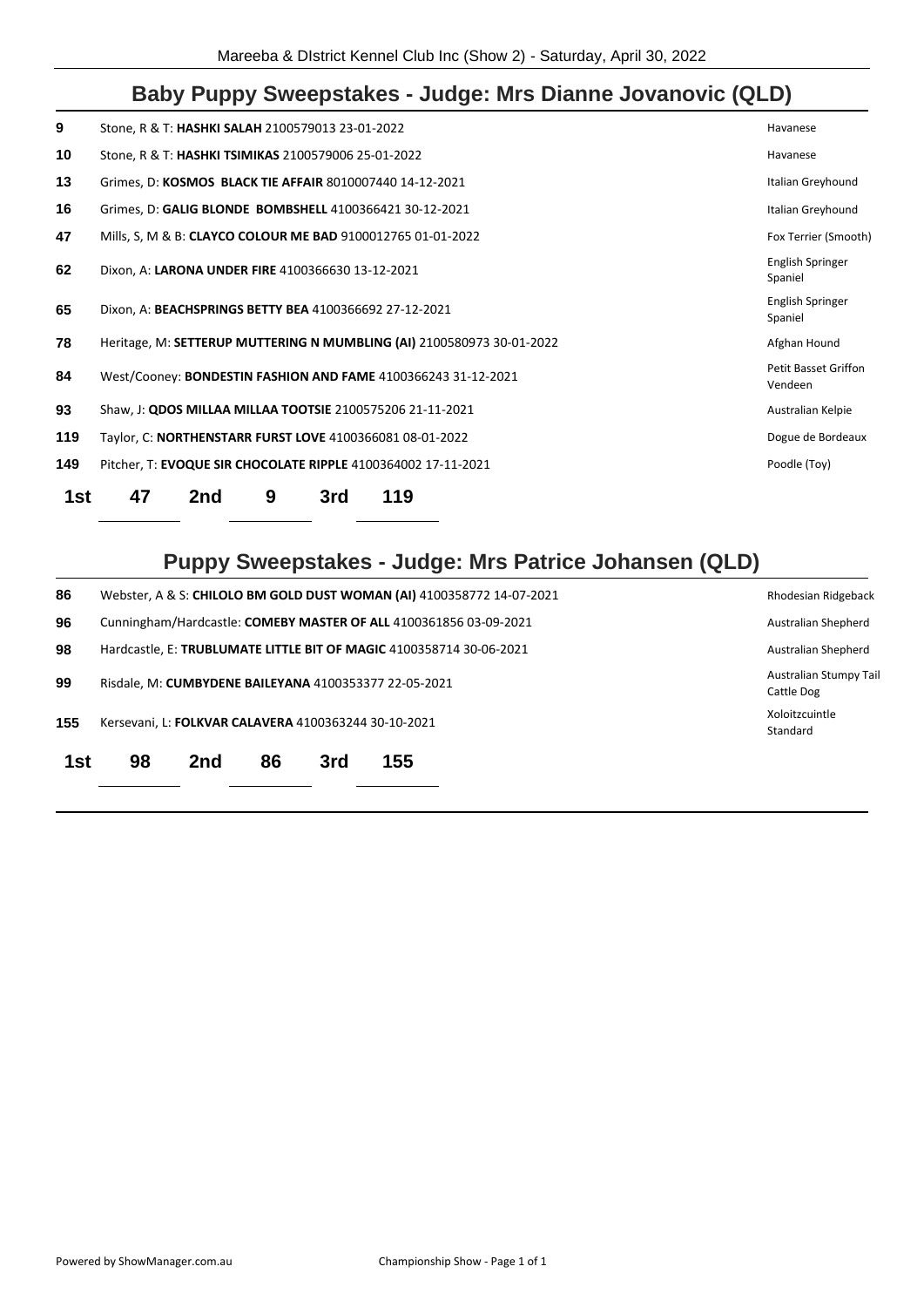## Baby Puppy Sweepstakes - Judge: Mrs Dianne Jovanovic (QLD)

| | | |
|---|---|---|
| 9 | Stone, R & T: **HASHKI SALAH** 2100579013 23-01-2022 | Havanese |
| 10 | Stone, R & T: **HASHKI TSIMIKAS** 2100579006 25-01-2022 | Havanese |
| 13 | Grimes, D: **KOSMOS BLACK TIE AFFAIR** 8010007440 14-12-2021 | Italian Greyhound |
| 16 | Grimes, D: **GALIG BLONDE BOMBSHELL** 4100366421 30-12-2021 | Italian Greyhound |
| 47 | Mills, S, M & B: **CLAYCO COLOUR ME BAD** 9100012765 01-01-2022 | Fox Terrier (Smooth) |
| 62 | Dixon, A: **LARONA UNDER FIRE** 4100366630 13-12-2021 | English Springer Spaniel |
| 65 | Dixon, A: **BEACHSPRINGS BETTY BEA** 4100366692 27-12-2021 | English Springer Spaniel |
| 78 | Heritage, M: **SETTERUP MUTTERING N MUMBLING (AI)** 2100580973 30-01-2022 | Afghan Hound |
| 84 | West/Cooney: **BONDESTIN FASHION AND FAME** 4100366243 31-12-2021 | Petit Basset Griffon Vendeen |
| 93 | Shaw, J: **QDOS MILLAA MILLAA TOOTSIE** 2100575206 21-11-2021 | Australian Kelpie |
| 119 | Taylor, C: **NORTHENSTARR FURST LOVE** 4100366081 08-01-2022 | Dogue de Bordeaux |
| 149 | Pitcher, T: **EVOQUE SIR CHOCOLATE RIPPLE** 4100364002 17-11-2021 | Poodle (Toy) |

**1st** 47 **2nd** 9 **3rd** 119

## Puppy Sweepstakes - Judge: Mrs Patrice Johansen (QLD)

| | | |
|---|---|---|
| 86 | Webster, A & S: **CHILOLO BM GOLD DUST WOMAN (AI)** 4100358772 14-07-2021 | Rhodesian Ridgeback |
| 96 | Cunningham/Hardcastle: **COMEBY MASTER OF ALL** 4100361856 03-09-2021 | Australian Shepherd |
| 98 | Hardcastle, E: **TRUBLUMATE LITTLE BIT OF MAGIC** 4100358714 30-06-2021 | Australian Shepherd |
| 99 | Risdale, M: **CUMBYDENE BAILEYANA** 4100353377 22-05-2021 | Australian Stumpy Tail Cattle Dog |
| 155 | Kersevani, L: **FOLKVAR CALAVERA** 4100363244 30-10-2021 | Xoloitzcuintle Standard |

**1st** 98 **2nd** 86 **3rd** 155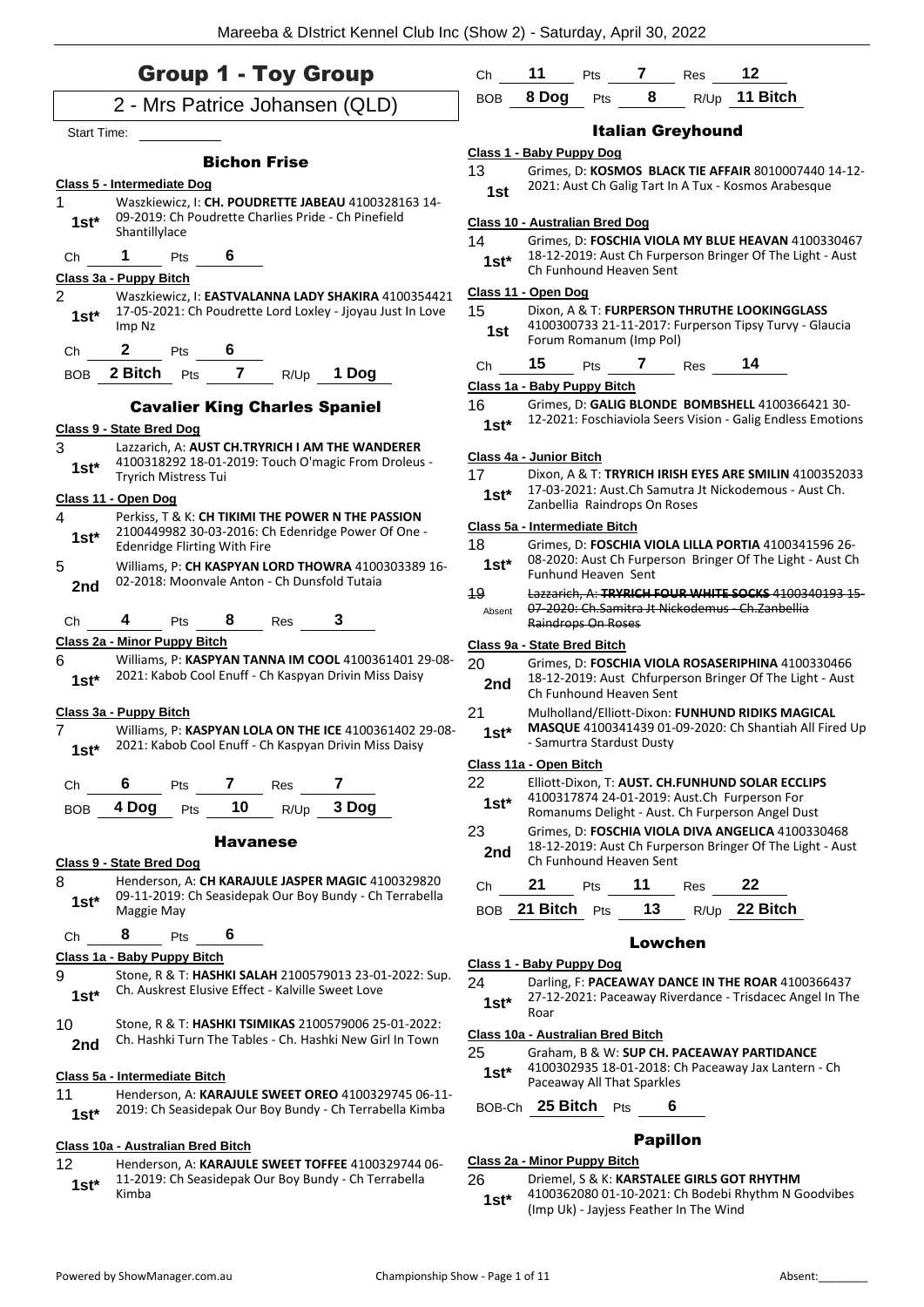# Group 1 - Toy Group

## 2 - Mrs Patrice Johansen (QLD)

Start Time:

### Bichon Frise

**Class 5 - Intermediate Dog**

1 — 1st* — Waszkiewicz, I: **CH. POUDRETTE JABEAU** 4100328163 14-09-2019: Ch Poudrette Charlies Pride - Ch Pinefield Shantillylace

Ch 1 Pts 6

**Class 3a - Puppy Bitch**

2 — 1st* — Waszkiewicz, I: **EASTVALANNA LADY SHAKIRA** 4100354421 17-05-2021: Ch Poudrette Lord Loxley - Jjoyau Just In Love Imp Nz

Ch 2 Pts 6

BOB 2 Bitch Pts 7 R/Up 1 Dog

### Cavalier King Charles Spaniel

**Class 9 - State Bred Dog**

3 — 1st* — Lazzarich, A: **AUST CH.TRYRICH I AM THE WANDERER** 4100318292 18-01-2019: Touch O'magic From Droleus - Tryrich Mistress Tui

**Class 11 - Open Dog**

4 — 1st* — Perkiss, T & K: **CH TIKIMI THE POWER N THE PASSION** 2100449982 30-03-2016: Ch Edenridge Power Of One - Edenridge Flirting With Fire

5 — 2nd — Williams, P: **CH KASPYAN LORD THOWRA** 4100303389 16-02-2018: Moonvale Anton - Ch Dunsfold Tutaia

Ch 4 Pts 8 Res 3

**Class 2a - Minor Puppy Bitch**

6 — 1st* — Williams, P: **KASPYAN TANNA IM COOL** 4100361401 29-08-2021: Kabob Cool Enuff - Ch Kaspyan Drivin Miss Daisy

**Class 3a - Puppy Bitch**

7 — 1st* — Williams, P: **KASPYAN LOLA ON THE ICE** 4100361402 29-08-2021: Kabob Cool Enuff - Ch Kaspyan Drivin Miss Daisy

Ch 6 Pts 7 Res 7

BOB 4 Dog Pts 10 R/Up 3 Dog

### Havanese

**Class 9 - State Bred Dog**

8 — 1st* — Henderson, A: **CH KARAJULE JASPER MAGIC** 4100329820 09-11-2019: Ch Seasidepak Our Boy Bundy - Ch Terrabella Maggie May

Ch 8 Pts 6

**Class 1a - Baby Puppy Bitch**

9 — 1st* — Stone, R & T: **HASHKI SALAH** 2100579013 23-01-2022: Sup. Ch. Auskrest Elusive Effect - Kalville Sweet Love

10 — 2nd — Stone, R & T: **HASHKI TSIMIKAS** 2100579006 25-01-2022: Ch. Hashki Turn The Tables - Ch. Hashki New Girl In Town

**Class 5a - Intermediate Bitch**

11 — 1st* — Henderson, A: **KARAJULE SWEET OREO** 4100329745 06-11-2019: Ch Seasidepak Our Boy Bundy - Ch Terrabella Kimba

**Class 10a - Australian Bred Bitch**

12 — 1st* — Henderson, A: **KARAJULE SWEET TOFFEE** 4100329744 06-11-2019: Ch Seasidepak Our Boy Bundy - Ch Terrabella Kimba

Ch 11 Pts 7 Res 12

BOB 8 Dog Pts 8 R/Up 11 Bitch

### Italian Greyhound

**Class 1 - Baby Puppy Dog**

13 — 1st — Grimes, D: **KOSMOS BLACK TIE AFFAIR** 8010007440 14-12-2021: Aust Ch Galig Tart In A Tux - Kosmos Arabesque

**Class 10 - Australian Bred Dog**

14 — 1st* — Grimes, D: **FOSCHIA VIOLA MY BLUE HEAVAN** 4100330467 18-12-2019: Aust Ch Furperson Bringer Of The Light - Aust Ch Funhound Heaven Sent

**Class 11 - Open Dog**

15 — 1st — Dixon, A & T: **FURPERSON THRUTHE LOOKINGGLASS** 4100300733 21-11-2017: Furperson Tipsy Turvy - Glaucia Forum Romanum (Imp Pol)

Ch 15 Pts 7 Res 14

**Class 1a - Baby Puppy Bitch**

16 — 1st* — Grimes, D: **GALIG BLONDE BOMBSHELL** 4100366421 30-12-2021: Foschiaviola Seers Vision - Galig Endless Emotions

**Class 4a - Junior Bitch**

17 — 1st* — Dixon, A & T: **TRYRICH IRISH EYES ARE SMILIN** 4100352033 17-03-2021: Aust.Ch Samutra Jt Nickodemous - Aust Ch. Zanbellia Raindrops On Roses

**Class 5a - Intermediate Bitch**

18 — 1st* — Grimes, D: **FOSCHIA VIOLA LILLA PORTIA** 4100341596 26-08-2020: Aust Ch Furperson Bringer Of The Light - Aust Ch Funhund Heaven Sent

19 — Absent — ~~Lazzarich, A: **TRYRICH FOUR WHITE SOCKS** 4100340193 15-07-2020: Ch.Samitra Jt Nickodemus - Ch.Zanbellia Raindrops On Roses~~

**Class 9a - State Bred Bitch**

20 — 2nd — Grimes, D: **FOSCHIA VIOLA ROSASERIPHINA** 4100330466 18-12-2019: Aust Chfurperson Bringer Of The Light - Aust Ch Funhound Heaven Sent

21 — 1st* — Mulholland/Elliott-Dixon: **FUNHUND RIDIKS MAGICAL MASQUE** 4100341439 01-09-2020: Ch Shantiah All Fired Up - Samurtra Stardust Dusty

**Class 11a - Open Bitch**

22 — 1st* — Elliott-Dixon, T: **AUST. CH.FUNHUND SOLAR ECCLIPS** 4100317874 24-01-2019: Aust.Ch Furperson For Romanums Delight - Aust. Ch Furperson Angel Dust

23 — 2nd — Grimes, D: **FOSCHIA VIOLA DIVA ANGELICA** 4100330468 18-12-2019: Aust Ch Furperson Bringer Of The Light - Aust Ch Funhound Heaven Sent

Ch 21 Pts 11 Res 22

BOB 21 Bitch Pts 13 R/Up 22 Bitch

### Lowchen

**Class 1 - Baby Puppy Dog**

24 — 1st* — Darling, F: **PACEAWAY DANCE IN THE ROAR** 4100366437 27-12-2021: Paceaway Riverdance - Trisdacec Angel In The Roar

**Class 10a - Australian Bred Bitch**

25 — 1st* — Graham, B & W: **SUP CH. PACEAWAY PARTIDANCE** 4100302935 18-01-2018: Ch Paceaway Jax Lantern - Ch Paceaway All That Sparkles

BOB-Ch 25 Bitch Pts 6

### Papillon

**Class 2a - Minor Puppy Bitch**

26 — 1st* — Driemel, S & K: **KARSTALEE GIRLS GOT RHYTHM** 4100362080 01-10-2021: Ch Bodebi Rhythm N Goodvibes (Imp Uk) - Jayjess Feather In The Wind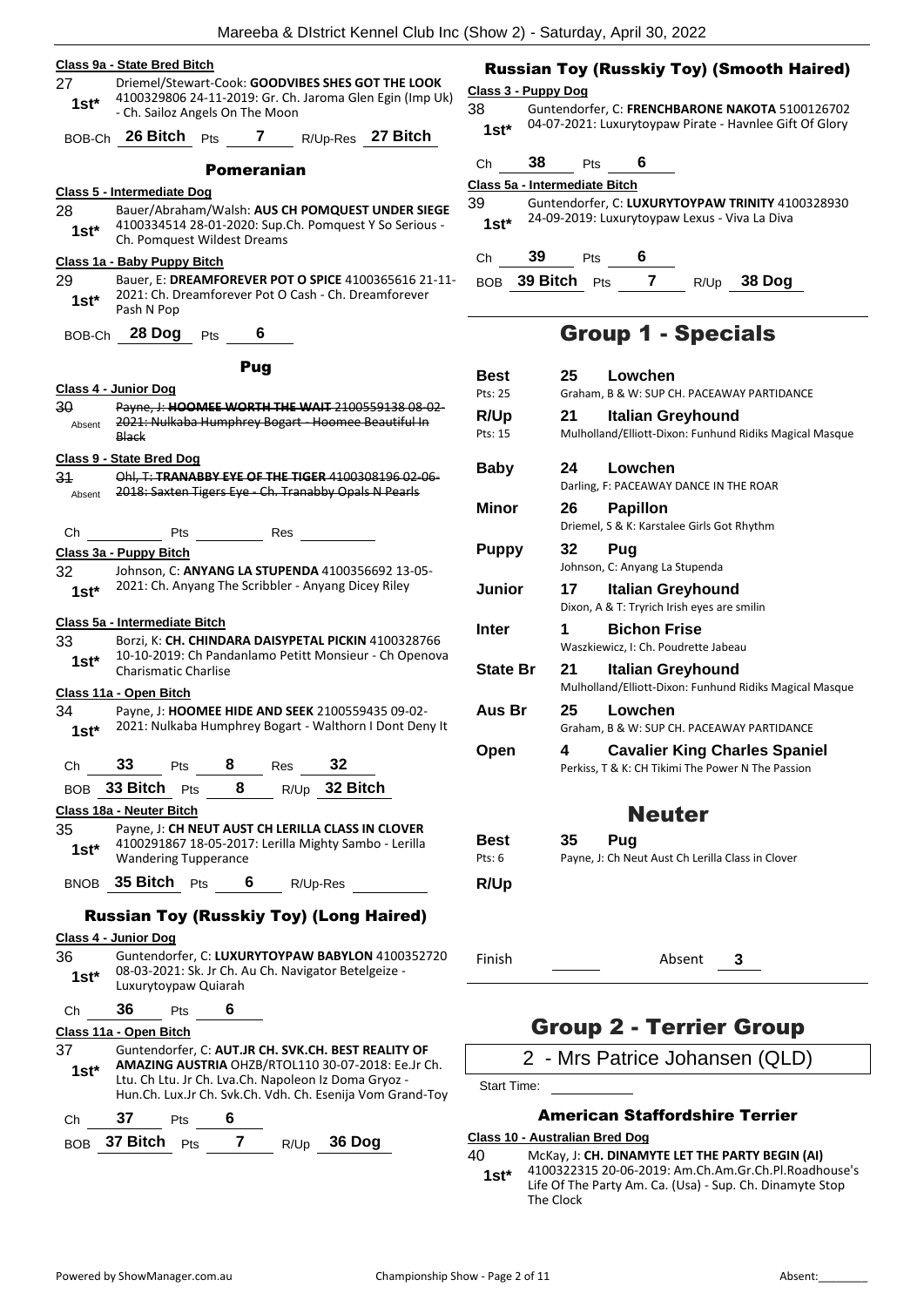## Class 9a - State Bred Bitch

27 1st* Driemel/Stewart-Cook: **GOODVIBES SHES GOT THE LOOK** 4100329806 24-11-2019: Gr. Ch. Jaroma Glen Egin (Imp Uk) - Ch. Sailoz Angels On The Moon

BOB-Ch **26 Bitch** Pts **7** R/Up-Res **27 Bitch**

### Pomeranian

**Class 5 - Intermediate Dog**

28 1st* Bauer/Abraham/Walsh: **AUS CH POMQUEST UNDER SIEGE** 4100334514 28-01-2020: Sup.Ch. Pomquest Y So Serious - Ch. Pomquest Wildest Dreams

**Class 1a - Baby Puppy Bitch**

29 1st* Bauer, E: **DREAMFOREVER POT O SPICE** 4100365616 21-11-2021: Ch. Dreamforever Pot O Cash - Ch. Dreamforever Pash N Pop

BOB-Ch **28 Dog** Pts **6**

### Pug

**Class 4 - Junior Dog**

30 Absent ~~Payne, J: **HOOMEE WORTH THE WAIT** 2100559138 08-02-2021: Nulkaba Humphrey Bogart - Hoomee Beautiful In Black~~

**Class 9 - State Bred Dog**

31 Absent ~~Ohl, T: **TRANABBY EYE OF THE TIGER** 4100308196 02-06-2018: Saxten Tigers Eye - Ch. Tranabby Opals N Pearls~~

Ch \_\_\_ Pts \_\_\_ Res \_\_\_

**Class 3a - Puppy Bitch**

32 1st* Johnson, C: **ANYANG LA STUPENDA** 4100356692 13-05-2021: Ch. Anyang The Scribbler - Anyang Dicey Riley

**Class 5a - Intermediate Bitch**

33 1st* Borzi, K: **CH. CHINDARA DAISYPETAL PICKIN** 4100328766 10-10-2019: Ch Pandanlamo Petitt Monsieur - Ch Openova Charismatic Charlise

**Class 11a - Open Bitch**

34 1st* Payne, J: **HOOMEE HIDE AND SEEK** 2100559435 09-02-2021: Nulkaba Humphrey Bogart - Walthorn I Dont Deny It

Ch **33** Pts **8** Res **32**

BOB **33 Bitch** Pts **8** R/Up **32 Bitch**

**Class 18a - Neuter Bitch**

35 1st* Payne, J: **CH NEUT AUST CH LERILLA CLASS IN CLOVER** 4100291867 18-05-2017: Lerilla Mighty Sambo - Lerilla Wandering Tupperance

BNOB **35 Bitch** Pts **6** R/Up-Res \_\_\_

### Russian Toy (Russkiy Toy) (Long Haired)

**Class 4 - Junior Dog**

36 1st* Guntendorfer, C: **LUXURYTOYPAW BABYLON** 4100352720 08-03-2021: Sk. Jr Ch. Au Ch. Navigator Betelgeize - Luxurytoypaw Quiarah

Ch **36** Pts **6**

**Class 11a - Open Bitch**

37 1st* Guntendorfer, C: **AUT.JR CH. SVK.CH. BEST REALITY OF AMAZING AUSTRIA** OHZB/RTOL110 30-07-2018: Ee.Jr Ch. Ltu. Ch Ltu. Jr Ch. Lva.Ch. Napoleon Iz Doma Gryoz - Hun.Ch. Lux.Jr Ch. Svk.Ch. Vdh. Ch. Esenija Vom Grand-Toy

Ch **37** Pts **6**

BOB **37 Bitch** Pts **7** R/Up **36 Dog**

### Russian Toy (Russkiy Toy) (Smooth Haired)

**Class 3 - Puppy Dog**

38 1st* Guntendorfer, C: **FRENCHBARONE NAKOTA** 5100126702 04-07-2021: Luxurytoypaw Pirate - Havnlee Gift Of Glory

Ch **38** Pts **6**

**Class 5a - Intermediate Bitch**

39 1st* Guntendorfer, C: **LUXURYTOYPAW TRINITY** 4100328930 24-09-2019: Luxurytoypaw Lexus - Viva La Diva

Ch **39** Pts **6**

BOB **39 Bitch** Pts **7** R/Up **38 Dog**

## Group 1 - Specials

| | | |
|---|---|---|
| **Best** Pts: 25 | **25** | **Lowchen** Graham, B & W: SUP CH. PACEAWAY PARTIDANCE |
| **R/Up** Pts: 15 | **21** | **Italian Greyhound** Mulholland/Elliott-Dixon: Funhund Ridiks Magical Masque |
| **Baby** | **24** | **Lowchen** Darling, F: PACEAWAY DANCE IN THE ROAR |
| **Minor** | **26** | **Papillon** Driemel, S & K: Karstalee Girls Got Rhythm |
| **Puppy** | **32** | **Pug** Johnson, C: Anyang La Stupenda |
| **Junior** | **17** | **Italian Greyhound** Dixon, A & T: Tryrich Irish eyes are smilin |
| **Inter** | **1** | **Bichon Frise** Waszkiewicz, I: Ch. Poudrette Jabeau |
| **State Br** | **21** | **Italian Greyhound** Mulholland/Elliott-Dixon: Funhund Ridiks Magical Masque |
| **Aus Br** | **25** | **Lowchen** Graham, B & W: SUP CH. PACEAWAY PARTIDANCE |
| **Open** | **4** | **Cavalier King Charles Spaniel** Perkiss, T & K: CH Tikimi The Power N The Passion |

### Neuter

| | | |
|---|---|---|
| **Best** Pts: 6 | **35** | **Pug** Payne, J: Ch Neut Aust Ch Lerilla Class in Clover |
| **R/Up** | | |

Finish \_\_\_ Absent **3**

## Group 2 - Terrier Group

2 - Mrs Patrice Johansen (QLD)

Start Time: \_\_\_

### American Staffordshire Terrier

**Class 10 - Australian Bred Dog**

40 1st* McKay, J: **CH. DINAMYTE LET THE PARTY BEGIN (AI)** 4100322315 20-06-2019: Am.Ch.Am.Gr.Ch.Pl.Roadhouse's Life Of The Party Am. Ca. (Usa) - Sup. Ch. Dinamyte Stop The Clock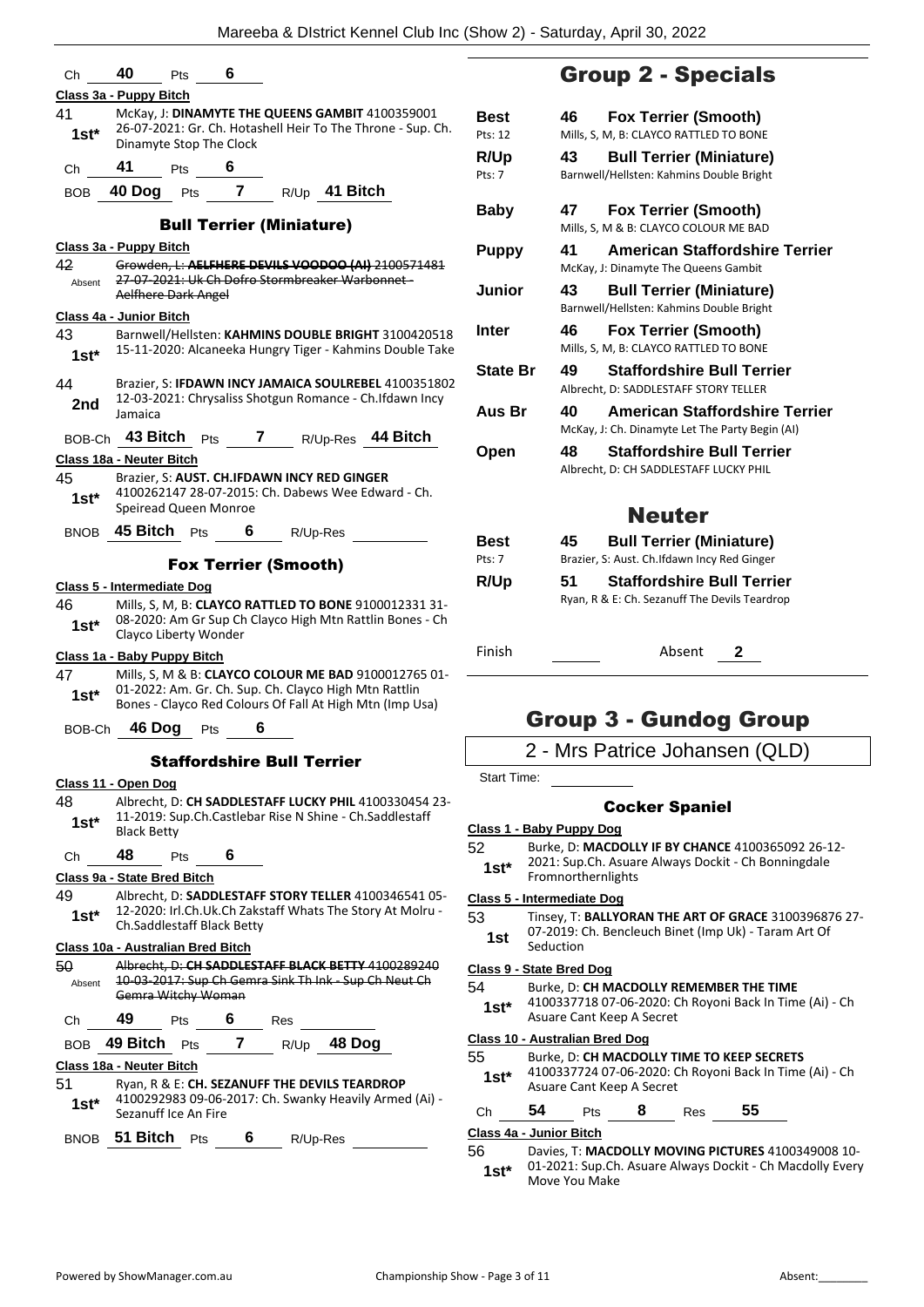Ch **40** Pts **6**

**Class 3a - Puppy Bitch**

41 1st* McKay, J: **DINAMYTE THE QUEENS GAMBIT** 4100359001 26-07-2021: Gr. Ch. Hotashell Heir To The Throne - Sup. Ch. Dinamyte Stop The Clock

Ch **41** Pts **6**

BOB **40 Dog** Pts **7** R/Up **41 Bitch**

### Bull Terrier (Miniature)

**Class 3a - Puppy Bitch**

42 Absent ~~Growden, L: **AELFHERE DEVILS VOODOO (AI)** 2100571481 27-07-2021: Uk Ch Dofro Stormbreaker Warbonnet - Aelfhere Dark Angel~~

**Class 4a - Junior Bitch**

43 1st* Barnwell/Hellsten: **KAHMINS DOUBLE BRIGHT** 3100420518 15-11-2020: Alcaneeka Hungry Tiger - Kahmins Double Take

44 2nd Brazier, S: **IFDAWN INCY JAMAICA SOULREBEL** 4100351802 12-03-2021: Chrysaliss Shotgun Romance - Ch.Ifdawn Incy Jamaica

BOB-Ch **43 Bitch** Pts **7** R/Up-Res **44 Bitch**

**Class 18a - Neuter Bitch**

45 1st* Brazier, S: **AUST. CH.IFDAWN INCY RED GINGER** 4100262147 28-07-2015: Ch. Dabews Wee Edward - Ch. Speiread Queen Monroe

BNOB **45 Bitch** Pts **6** R/Up-Res

### Fox Terrier (Smooth)

**Class 5 - Intermediate Dog**

46 1st* Mills, S, M, B: **CLAYCO RATTLED TO BONE** 9100012331 31-08-2020: Am Gr Sup Ch Clayco High Mtn Rattlin Bones - Ch Clayco Liberty Wonder

**Class 1a - Baby Puppy Bitch**

47 1st* Mills, S, M & B: **CLAYCO COLOUR ME BAD** 9100012765 01-01-2022: Am. Gr. Ch. Sup. Ch. Clayco High Mtn Rattlin Bones - Clayco Red Colours Of Fall At High Mtn (Imp Usa)

BOB-Ch **46 Dog** Pts **6**

### Staffordshire Bull Terrier

**Class 11 - Open Dog**

48 1st* Albrecht, D: **CH SADDLESTAFF LUCKY PHIL** 4100330454 23-11-2019: Sup.Ch.Castlebar Rise N Shine - Ch.Saddlestaff Black Betty

Ch **48** Pts **6**

**Class 9a - State Bred Bitch**

49 1st* Albrecht, D: **SADDLESTAFF STORY TELLER** 4100346541 05-12-2020: Irl.Ch.Uk.Ch Zakstaff Whats The Story At Molru - Ch.Saddlestaff Black Betty

**Class 10a - Australian Bred Bitch**

50 Absent ~~Albrecht, D: **CH SADDLESTAFF BLACK BETTY** 4100289240 10-03-2017: Sup Ch Gemra Sink Th Ink - Sup Ch Neut Ch Gemra Witchy Woman~~

Ch **49** Pts **6** Res

BOB **49 Bitch** Pts **7** R/Up **48 Dog**

**Class 18a - Neuter Bitch**

51 1st* Ryan, R & E: **CH. SEZANUFF THE DEVILS TEARDROP** 4100292983 09-06-2017: Ch. Swanky Heavily Armed (Ai) - Sezanuff Ice An Fire

BNOB **51 Bitch** Pts **6** R/Up-Res

## Group 2 - Specials

| | | |
|---|---|---|
| **Best** Pts: 12 | **46** | **Fox Terrier (Smooth)** Mills, S, M, B: CLAYCO RATTLED TO BONE |
| **R/Up** Pts: 7 | **43** | **Bull Terrier (Miniature)** Barnwell/Hellsten: Kahmins Double Bright |
| **Baby** | **47** | **Fox Terrier (Smooth)** Mills, S, M & B: CLAYCO COLOUR ME BAD |
| **Puppy** | **41** | **American Staffordshire Terrier** McKay, J: Dinamyte The Queens Gambit |
| **Junior** | **43** | **Bull Terrier (Miniature)** Barnwell/Hellsten: Kahmins Double Bright |
| **Inter** | **46** | **Fox Terrier (Smooth)** Mills, S, M, B: CLAYCO RATTLED TO BONE |
| **State Br** | **49** | **Staffordshire Bull Terrier** Albrecht, D: SADDLESTAFF STORY TELLER |
| **Aus Br** | **40** | **American Staffordshire Terrier** McKay, J: Ch. Dinamyte Let The Party Begin (AI) |
| **Open** | **48** | **Staffordshire Bull Terrier** Albrecht, D: CH SADDLESTAFF LUCKY PHIL |

## Neuter

| | | |
|---|---|---|
| **Best** Pts: 7 | **45** | **Bull Terrier (Miniature)** Brazier, S: Aust. Ch.Ifdawn Incy Red Ginger |
| **R/Up** | **51** | **Staffordshire Bull Terrier** Ryan, R & E: Ch. Sezanuff The Devils Teardrop |

Finish Absent **2**

## Group 3 - Gundog Group

2 - Mrs Patrice Johansen (QLD)

Start Time:

### Cocker Spaniel

**Class 1 - Baby Puppy Dog**

52 1st* Burke, D: **MACDOLLY IF BY CHANCE** 4100365092 26-12-2021: Sup.Ch. Asuare Always Dockit - Ch Bonningdale Fromnorthernlights

**Class 5 - Intermediate Dog**

53 1st Tinsey, T: **BALLYORAN THE ART OF GRACE** 3100396876 27-07-2019: Ch. Bencleuch Binet (Imp Uk) - Taram Art Of Seduction

**Class 9 - State Bred Dog**

54 1st* Burke, D: **CH MACDOLLY REMEMBER THE TIME** 4100337718 07-06-2020: Ch Royoni Back In Time (Ai) - Ch Asuare Cant Keep A Secret

**Class 10 - Australian Bred Dog**

55 1st* Burke, D: **MACDOLLY TIME TO KEEP SECRETS** 4100337724 07-06-2020: Ch Royoni Back In Time (Ai) - Ch Asuare Cant Keep A Secret

Ch **54** Pts **8** Res **55**

**Class 4a - Junior Bitch**

56 1st* Davies, T: **MACDOLLY MOVING PICTURES** 4100349008 10-01-2021: Sup.Ch. Asuare Always Dockit - Ch Macdolly Every Move You Make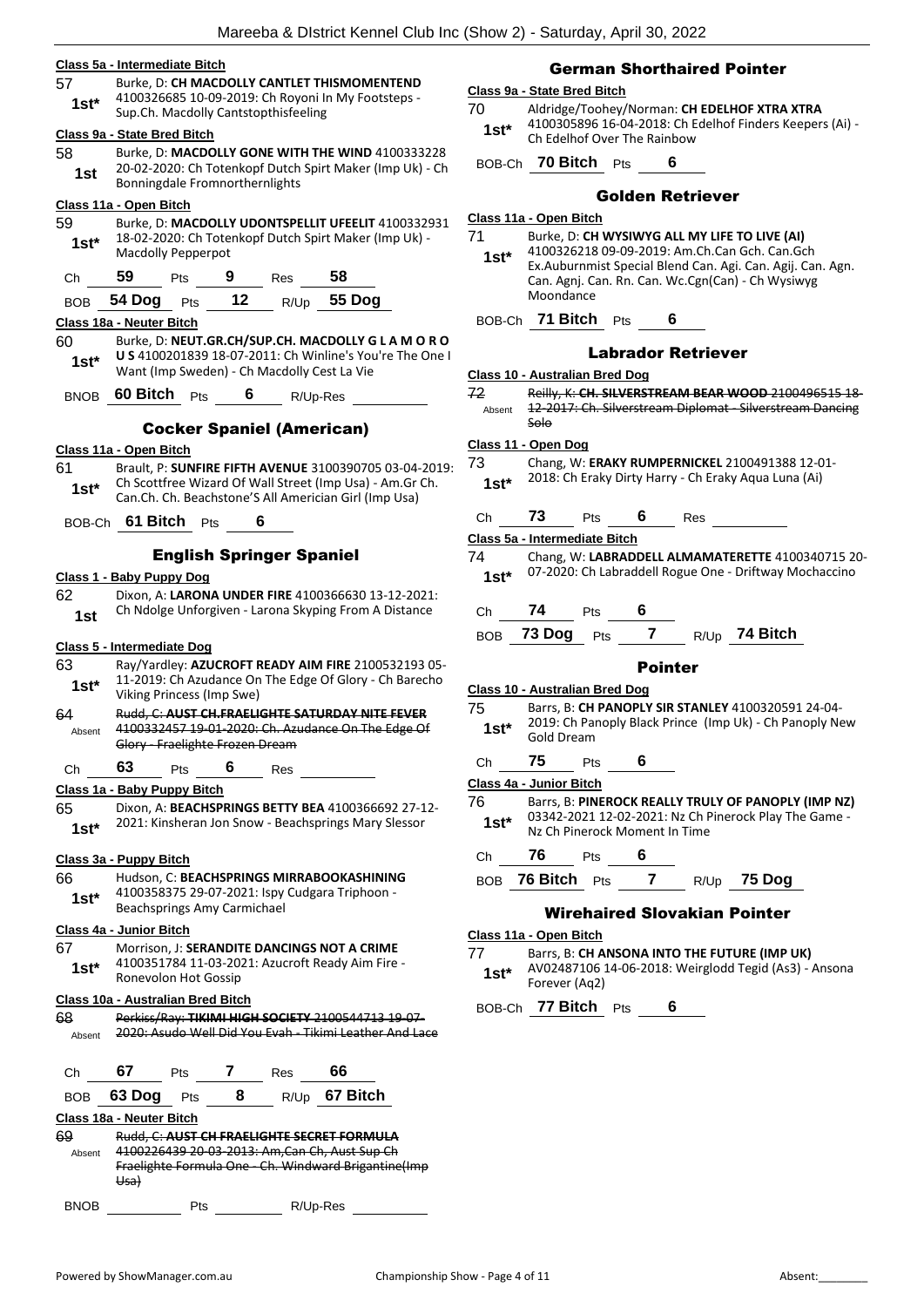**Class 5a - Intermediate Bitch**

57 1st* Burke, D: **CH MACDOLLY CANTLET THISMOMENTEND** 4100326685 10-09-2019: Ch Royoni In My Footsteps - Sup.Ch. Macdolly Cantstopthisfeeling

**Class 9a - State Bred Bitch**

58 1st Burke, D: **MACDOLLY GONE WITH THE WIND** 4100333228 20-02-2020: Ch Totenkopf Dutch Spirt Maker (Imp Uk) - Ch Bonningdale Fromnorthernlights

**Class 11a - Open Bitch**

59 1st* Burke, D: **MACDOLLY UDONTSPELLIT UFEELIT** 4100332931 18-02-2020: Ch Totenkopf Dutch Spirt Maker (Imp Uk) - Macdolly Pepperpot

Ch 59 Pts 9 Res 58

BOB 54 Dog Pts 12 R/Up 55 Dog

**Class 18a - Neuter Bitch**

60 1st* Burke, D: **NEUT.GR.CH/SUP.CH. MACDOLLY G L A M O R O U S** 4100201839 18-07-2011: Ch Winline's You're The One I Want (Imp Sweden) - Ch Macdolly Cest La Vie

BNOB 60 Bitch Pts 6 R/Up-Res

## Cocker Spaniel (American)

**Class 11a - Open Bitch**

61 1st* Brault, P: **SUNFIRE FIFTH AVENUE** 3100390705 03-04-2019: Ch Scottfree Wizard Of Wall Street (Imp Usa) - Am.Gr Ch. Can.Ch. Ch. Beachstone'S All American Girl (Imp Usa)

BOB-Ch 61 Bitch Pts 6

## English Springer Spaniel

**Class 1 - Baby Puppy Dog**

62 1st Dixon, A: **LARONA UNDER FIRE** 4100366630 13-12-2021: Ch Ndolge Unforgiven - Larona Skyping From A Distance

**Class 5 - Intermediate Dog**

63 1st* Ray/Yardley: **AZUCROFT READY AIM FIRE** 2100532193 05-11-2019: Ch Azudance On The Edge Of Glory - Ch Barecho Viking Princess (Imp Swe)

64 Absent ~~Rudd, C: **AUST CH.FRAELIGHTE SATURDAY NITE FEVER** 4100332457 19-01-2020: Ch. Azudance On The Edge Of Glory - Fraelighte Frozen Dream~~

Ch 63 Pts 6 Res

**Class 1a - Baby Puppy Bitch**

65 1st* Dixon, A: **BEACHSPRINGS BETTY BEA** 4100366692 27-12-2021: Kinsheran Jon Snow - Beachsprings Mary Slessor

**Class 3a - Puppy Bitch**

66 1st* Hudson, C: **BEACHSPRINGS MIRRABOOKASHINING** 4100358375 29-07-2021: Ispy Cudgara Triphoon - Beachsprings Amy Carmichael

**Class 4a - Junior Bitch**

67 1st* Morrison, J: **SERANDITE DANCINGS NOT A CRIME** 4100351784 11-03-2021: Azucroft Ready Aim Fire - Ronevolon Hot Gossip

**Class 10a - Australian Bred Bitch**

68 Absent ~~Perkiss/Ray: **TIKIMI HIGH SOCIETY** 2100544713 19-07-2020: Asudo Well Did You Evah - Tikimi Leather And Lace~~

Ch 67 Pts 7 Res 66

BOB 63 Dog Pts 8 R/Up 67 Bitch

**Class 18a - Neuter Bitch**

69 Absent ~~Rudd, C: **AUST CH FRAELIGHTE SECRET FORMULA** 4100226439 20-03-2013: Am,Can Ch, Aust Sup Ch Fraelighte Formula One - Ch. Windward Brigantine(Imp Usa)~~

BNOB Pts R/Up-Res

## German Shorthaired Pointer

**Class 9a - State Bred Bitch**

70 1st* Aldridge/Toohey/Norman: **CH EDELHOF XTRA XTRA** 4100305896 16-04-2018: Ch Edelhof Finders Keepers (Ai) - Ch Edelhof Over The Rainbow

BOB-Ch 70 Bitch Pts 6

## Golden Retriever

**Class 11a - Open Bitch**

71 1st* Burke, D: **CH WYSIWYG ALL MY LIFE TO LIVE (AI)** 4100326218 09-09-2019: Am.Ch.Can Gch. Can.Gch Ex.Auburnmist Special Blend Can. Agi. Can. Agij. Can. Agn. Can. Agnj. Can. Rn. Can. Wc.Cgn(Can) - Ch Wysiwyg Moondance

BOB-Ch 71 Bitch Pts 6

## Labrador Retriever

**Class 10 - Australian Bred Dog**

72 Absent ~~Reilly, K: **CH. SILVERSTREAM BEAR WOOD** 2100496515 18-12-2017: Ch. Silverstream Diplomat - Silverstream Dancing Solo~~

**Class 11 - Open Dog**

73 1st* Chang, W: **ERAKY RUMPERNICKEL** 2100491388 12-01-2018: Ch Eraky Dirty Harry - Ch Eraky Aqua Luna (Ai)

Ch 73 Pts 6 Res

**Class 5a - Intermediate Bitch**

74 1st* Chang, W: **LABRADDELL ALMAMATERETTE** 4100340715 20-07-2020: Ch Labraddell Rogue One - Driftway Mochaccino

Ch 74 Pts 6

BOB 73 Dog Pts 7 R/Up 74 Bitch

## Pointer

**Class 10 - Australian Bred Dog**

75 1st* Barrs, B: **CH PANOPLY SIR STANLEY** 4100320591 24-04-2019: Ch Panoply Black Prince (Imp Uk) - Ch Panoply New Gold Dream

Ch 75 Pts 6

**Class 4a - Junior Bitch**

76 1st* Barrs, B: **PINEROCK REALLY TRULY OF PANOPLY (IMP NZ)** 03342-2021 12-02-2021: Nz Ch Pinerock Play The Game - Nz Ch Pinerock Moment In Time

Ch 76 Pts 6

BOB 76 Bitch Pts 7 R/Up 75 Dog

## Wirehaired Slovakian Pointer

**Class 11a - Open Bitch**

77 1st* Barrs, B: **CH ANSONA INTO THE FUTURE (IMP UK)** AV02487106 14-06-2018: Weirglodd Tegid (As3) - Ansona Forever (Aq2)

BOB-Ch 77 Bitch Pts 6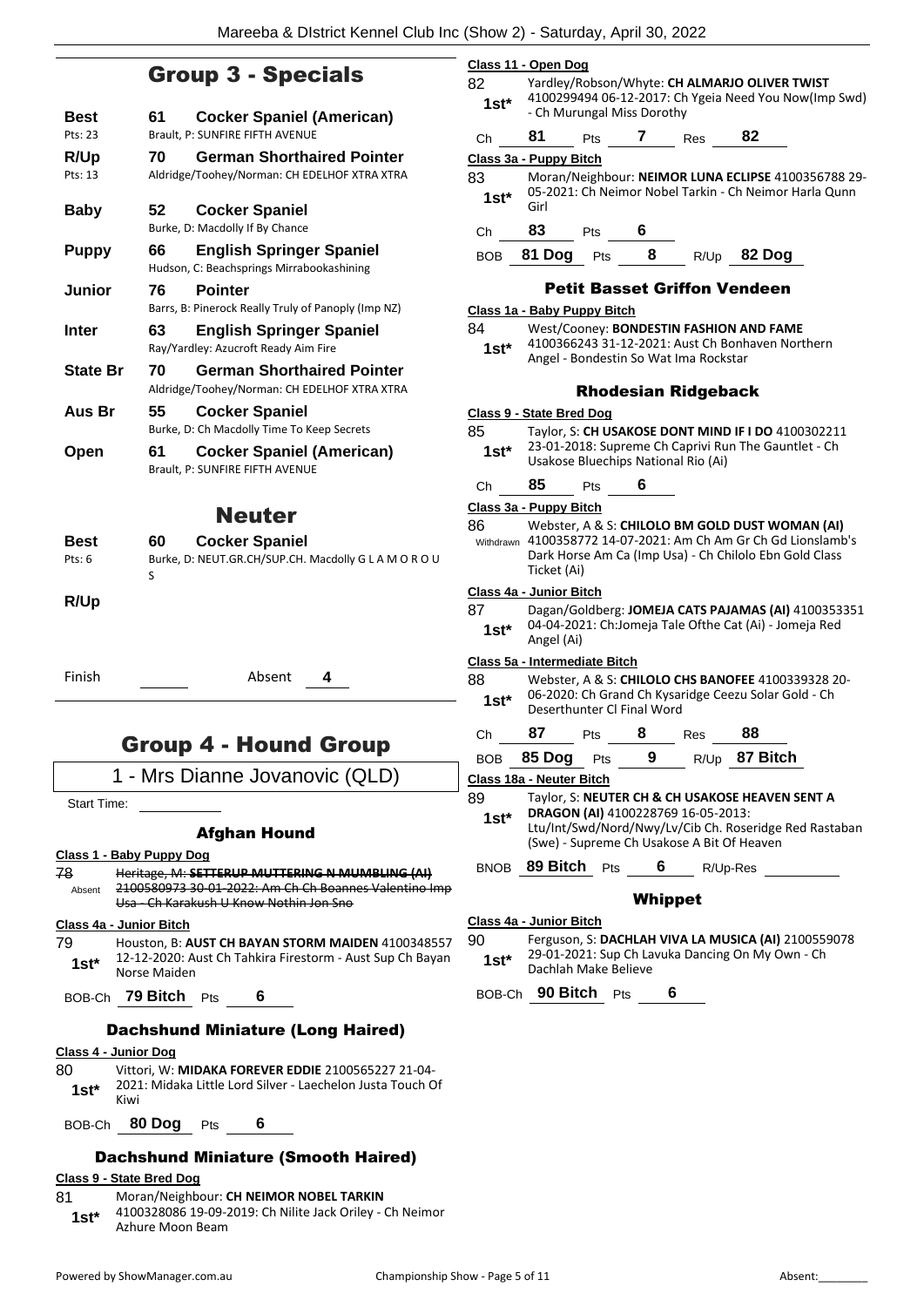## Group 3 - Specials

| | | |
|---|---|---|
| **Best** Pts: 23 | **61** | **Cocker Spaniel (American)** Brault, P: SUNFIRE FIFTH AVENUE |
| **R/Up** Pts: 13 | **70** | **German Shorthaired Pointer** Aldridge/Toohey/Norman: CH EDELHOF XTRA XTRA |
| **Baby** | **52** | **Cocker Spaniel** Burke, D: Macdolly If By Chance |
| **Puppy** | **66** | **English Springer Spaniel** Hudson, C: Beachsprings Mirrabookashining |
| **Junior** | **76** | **Pointer** Barrs, B: Pinerock Really Truly of Panoply (Imp NZ) |
| **Inter** | **63** | **English Springer Spaniel** Ray/Yardley: Azucroft Ready Aim Fire |
| **State Br** | **70** | **German Shorthaired Pointer** Aldridge/Toohey/Norman: CH EDELHOF XTRA XTRA |
| **Aus Br** | **55** | **Cocker Spaniel** Burke, D: Ch Macdolly Time To Keep Secrets |
| **Open** | **61** | **Cocker Spaniel (American)** Brault, P: SUNFIRE FIFTH AVENUE |

## Neuter

| | | |
|---|---|---|
| **Best** Pts: 6 | **60** | **Cocker Spaniel** Burke, D: NEUT.GR.CH/SUP.CH. Macdolly G L A M O R O U S |
| **R/Up** | | |

Finish ______ Absent **4**

## Group 4 - Hound Group

1 - Mrs Dianne Jovanovic (QLD)

Start Time: ______

### Afghan Hound

**Class 1 - Baby Puppy Dog**

78 Absent ~~Heritage, M: **SETTERUP MUTTERING N MUMBLING (AI)** 2100580973 30-01-2022: Am Ch Ch Boannes Valentino Imp Usa - Ch Karakush U Know Nothin Jon Sno~~

**Class 4a - Junior Bitch**

79 **1st*** Houston, B: **AUST CH BAYAN STORM MAIDEN** 4100348557 12-12-2020: Aust Ch Tahkira Firestorm - Aust Sup Ch Bayan Norse Maiden

BOB-Ch **79 Bitch** Pts **6**

### Dachshund Miniature (Long Haired)

**Class 4 - Junior Dog**

80 **1st*** Vittori, W: **MIDAKA FOREVER EDDIE** 2100565227 21-04-2021: Midaka Little Lord Silver - Laechelon Justa Touch Of Kiwi

BOB-Ch **80 Dog** Pts **6**

### Dachshund Miniature (Smooth Haired)

**Class 9 - State Bred Dog**

81 **1st*** Moran/Neighbour: **CH NEIMOR NOBEL TARKIN** 4100328086 19-09-2019: Ch Nilite Jack Oriley - Ch Neimor Azhure Moon Beam

**Class 11 - Open Dog**

82 **1st*** Yardley/Robson/Whyte: **CH ALMARJO OLIVER TWIST** 4100299494 06-12-2017: Ch Ygeia Need You Now(Imp Swd) - Ch Murungal Miss Dorothy

Ch **81** Pts **7** Res **82**

**Class 3a - Puppy Bitch**

83 **1st*** Moran/Neighbour: **NEIMOR LUNA ECLIPSE** 4100356788 29-05-2021: Ch Neimor Nobel Tarkin - Ch Neimor Harla Qunn Girl

Ch **83** Pts **6**

BOB **81 Dog** Pts **8** R/Up **82 Dog**

### Petit Basset Griffon Vendeen

**Class 1a - Baby Puppy Bitch**

84 **1st*** West/Cooney: **BONDESTIN FASHION AND FAME** 4100366243 31-12-2021: Aust Ch Bonhaven Northern Angel - Bondestin So Wat Ima Rockstar

### Rhodesian Ridgeback

**Class 9 - State Bred Dog**

85 **1st*** Taylor, S: **CH USAKOSE DONT MIND IF I DO** 4100302211 23-01-2018: Supreme Ch Caprivi Run The Gauntlet - Ch Usakose Bluechips National Rio (Ai)

Ch **85** Pts **6**

**Class 3a - Puppy Bitch**

86 Withdrawn Webster, A & S: **CHILOLO BM GOLD DUST WOMAN (AI)** 4100358772 14-07-2021: Am Ch Am Gr Ch Gd Lionslamb's Dark Horse Am Ca (Imp Usa) - Ch Chilolo Ebn Gold Class Ticket (Ai)

**Class 4a - Junior Bitch**

87 **1st*** Dagan/Goldberg: **JOMEJA CATS PAJAMAS (AI)** 4100353351 04-04-2021: Ch:Jomeja Tale Ofthe Cat (Ai) - Jomeja Red Angel (Ai)

**Class 5a - Intermediate Bitch**

88 **1st*** Webster, A & S: **CHILOLO CHS BANOFEE** 4100339328 20-06-2020: Ch Grand Ch Kysaridge Ceezu Solar Gold - Ch Deserthunter Cl Final Word

Ch **87** Pts **8** Res **88**

BOB **85 Dog** Pts **9** R/Up **87 Bitch**

**Class 18a - Neuter Bitch**

89 **1st*** Taylor, S: **NEUTER CH & CH USAKOSE HEAVEN SENT A DRAGON (AI)** 4100228769 16-05-2013: Ltu/Int/Swd/Nord/Nwy/Lv/Cib Ch. Roseridge Red Rastaban (Swe) - Supreme Ch Usakose A Bit Of Heaven

BNOB **89 Bitch** Pts **6** R/Up-Res ______

### Whippet

**Class 4a - Junior Bitch**

90 **1st*** Ferguson, S: **DACHLAH VIVA LA MUSICA (AI)** 2100559078 29-01-2021: Sup Ch Lavuka Dancing On My Own - Ch Dachlah Make Believe

BOB-Ch **90 Bitch** Pts **6**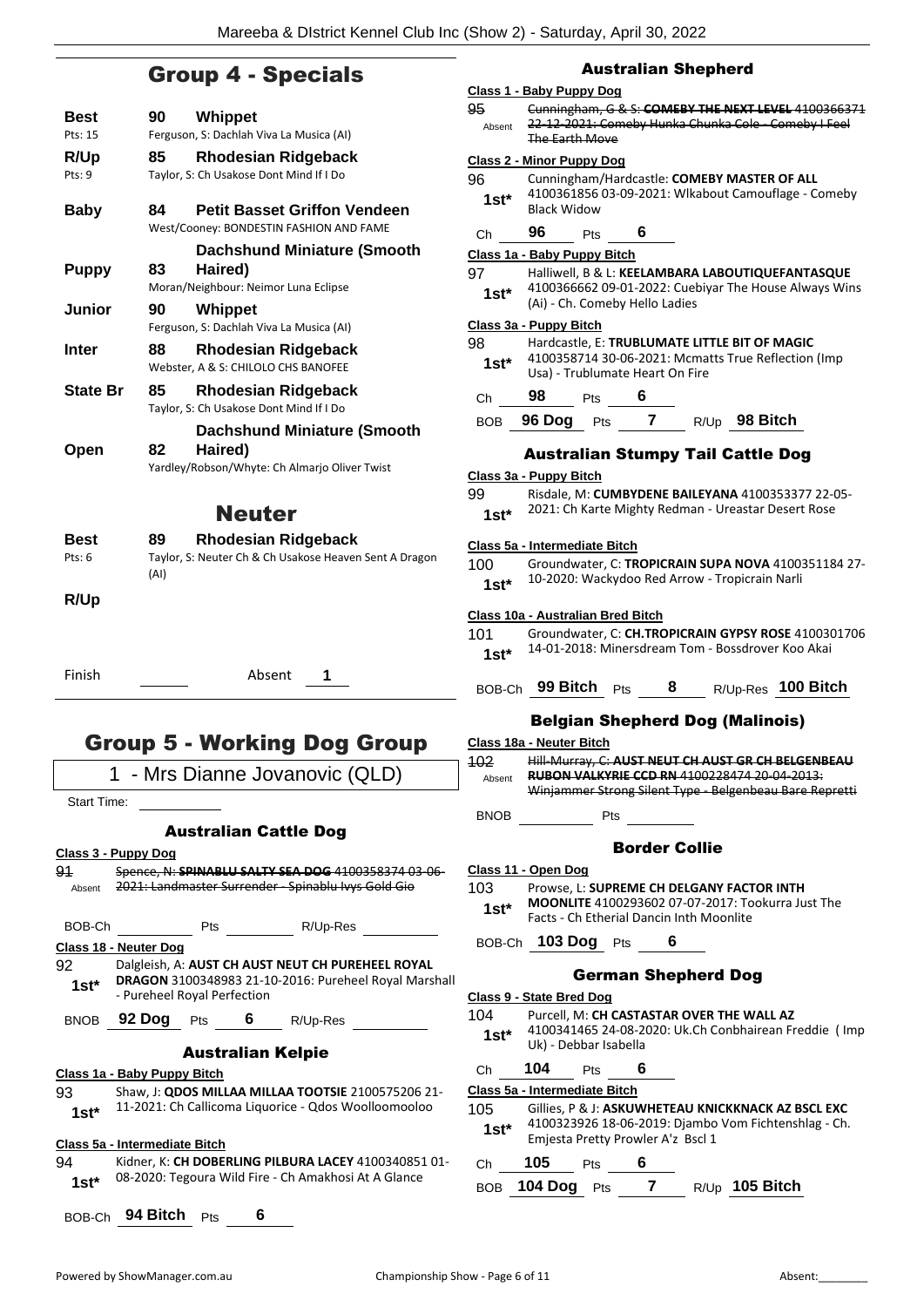## Group 4 - Specials

| | | |
|---|---|---|
| **Best** Pts: 15 | 90 | **Whippet** Ferguson, S: Dachlah Viva La Musica (AI) |
| **R/Up** Pts: 9 | 85 | **Rhodesian Ridgeback** Taylor, S: Ch Usakose Dont Mind If I Do |
| **Baby** | 84 | **Petit Basset Griffon Vendeen** West/Cooney: BONDESTIN FASHION AND FAME |
| **Puppy** | 83 | **Dachshund Miniature (Smooth Haired)** Moran/Neighbour: Neimor Luna Eclipse |
| **Junior** | 90 | **Whippet** Ferguson, S: Dachlah Viva La Musica (AI) |
| **Inter** | 88 | **Rhodesian Ridgeback** Webster, A & S: CHILOLO CHS BANOFEE |
| **State Br** | 85 | **Rhodesian Ridgeback** Taylor, S: Ch Usakose Dont Mind If I Do |
| **Open** | 82 | **Dachshund Miniature (Smooth Haired)** Yardley/Robson/Whyte: Ch Almarjo Oliver Twist |

## Neuter

| | | |
|---|---|---|
| **Best** Pts: 6 | 89 | **Rhodesian Ridgeback** Taylor, S: Neuter Ch & Ch Usakose Heaven Sent A Dragon (AI) |
| **R/Up** | | |

Finish Absent 1

## Group 5 - Working Dog Group

1 - Mrs Dianne Jovanovic (QLD)

Start Time:

### Australian Cattle Dog

**Class 3 - Puppy Dog**

91 Absent ~~Spence, N: **SPINABLU SALTY SEA DOG** 4100358374 03-06-2021: Landmaster Surrender - Spinablu Ivys Gold Gio~~

BOB-Ch Pts R/Up-Res

**Class 18 - Neuter Dog**

92 1st* Dalgleish, A: **AUST CH AUST NEUT CH PUREHEEL ROYAL DRAGON** 3100348983 21-10-2016: Pureheel Royal Marshall - Pureheel Royal Perfection

BNOB 92 Dog Pts 6 R/Up-Res

### Australian Kelpie

**Class 1a - Baby Puppy Bitch**

93 1st* Shaw, J: **QDOS MILLAA MILLAA TOOTSIE** 2100575206 21-11-2021: Ch Callicoma Liquorice - Qdos Woolloomooloo

**Class 5a - Intermediate Bitch**

94 1st* Kidner, K: **CH DOBERLING PILBURA LACEY** 4100340851 01-08-2020: Tegoura Wild Fire - Ch Amakhosi At A Glance

BOB-Ch 94 Bitch Pts 6

### Australian Shepherd

**Class 1 - Baby Puppy Dog**

95 Absent ~~Cunningham, G & S: **COMEBY THE NEXT LEVEL** 4100366371 22-12-2021: Comeby Hunka Chunka Cole - Comeby I Feel The Earth Move~~

**Class 2 - Minor Puppy Dog**

96 1st* Cunningham/Hardcastle: **COMEBY MASTER OF ALL** 4100361856 03-09-2021: Wlkabout Camouflage - Comeby Black Widow

Ch 96 Pts 6

**Class 1a - Baby Puppy Bitch**

97 1st* Halliwell, B & L: **KEELAMBARA LABOUTIQUEFANTASQUE** 4100366662 09-01-2022: Cuebiyar The House Always Wins (Ai) - Ch. Comeby Hello Ladies

**Class 3a - Puppy Bitch**

98 1st* Hardcastle, E: **TRUBLUMATE LITTLE BIT OF MAGIC** 4100358714 30-06-2021: Mcmatts True Reflection (Imp Usa) - Trublumate Heart On Fire

Ch 98 Pts 6

BOB 96 Dog Pts 7 R/Up 98 Bitch

### Australian Stumpy Tail Cattle Dog

**Class 3a - Puppy Bitch**

99 1st* Risdale, M: **CUMBYDENE BAILEYANA** 4100353377 22-05-2021: Ch Karte Mighty Redman - Ureastar Desert Rose

**Class 5a - Intermediate Bitch**

100 1st* Groundwater, C: **TROPICRAIN SUPA NOVA** 4100351184 27-10-2020: Wackydoo Red Arrow - Tropicrain Narli

**Class 10a - Australian Bred Bitch**

101 1st* Groundwater, C: **CH.TROPICRAIN GYPSY ROSE** 4100301706 14-01-2018: Minersdream Tom - Bossdrover Koo Akai

BOB-Ch 99 Bitch Pts 8 R/Up-Res 100 Bitch

### Belgian Shepherd Dog (Malinois)

**Class 18a - Neuter Bitch**

102 Absent ~~Hill-Murray, C: **AUST NEUT CH AUST GR CH BELGENBEAU RUBON VALKYRIE CCD RN** 4100228474 20-04-2013: Winjammer Strong Silent Type - Belgenbeau Bare Repretti~~

BNOB Pts

### Border Collie

**Class 11 - Open Dog**

103 1st* Prowse, L: **SUPREME CH DELGANY FACTOR INTH MOONLITE** 4100293602 07-07-2017: Tookurra Just The Facts - Ch Etherial Dancin Inth Moonlite

BOB-Ch 103 Dog Pts 6

### German Shepherd Dog

**Class 9 - State Bred Dog**

104 1st* Purcell, M: **CH CASTASTAR OVER THE WALL AZ** 4100341465 24-08-2020: Uk.Ch Conbhairean Freddie ( Imp Uk) - Debbar Isabella

Ch 104 Pts 6

**Class 5a - Intermediate Bitch**

105 1st* Gillies, P & J: **ASKUWHETEAU KNICKKNACK AZ BSCL EXC** 4100323926 18-06-2019: Djambo Vom Fichtenshlag - Ch. Emjesta Pretty Prowler A'z Bscl 1

Ch 105 Pts 6

BOB 104 Dog Pts 7 R/Up 105 Bitch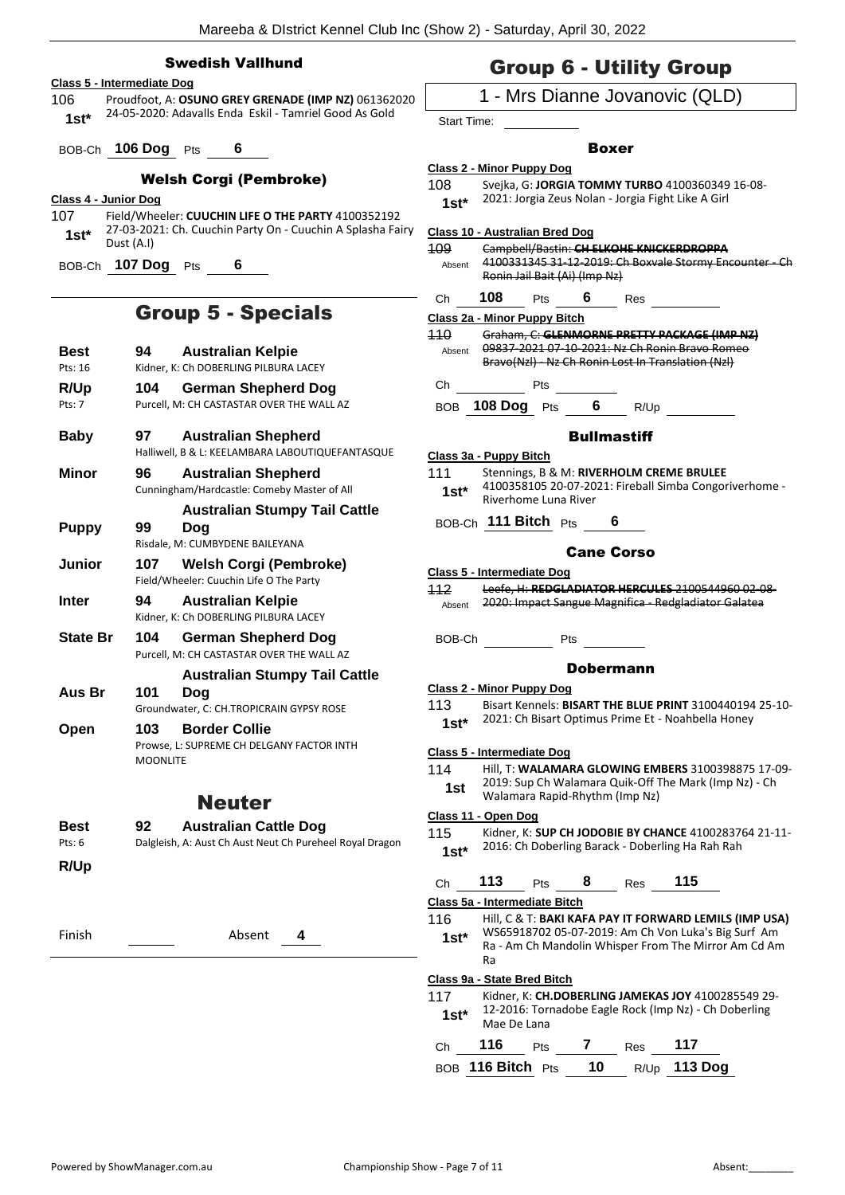### Swedish Vallhund

**Class 5 - Intermediate Dog**

106 1st* Proudfoot, A: **OSUNO GREY GRENADE (IMP NZ)** 061362020 24-05-2020: Adavalls Enda Eskil - Tamriel Good As Gold

BOB-Ch **106 Dog** Pts **6**

### Welsh Corgi (Pembroke)

**Class 4 - Junior Dog**

107 1st* Field/Wheeler: **CUUCHIN LIFE O THE PARTY** 4100352192 27-03-2021: Ch. Cuuchin Party On - Cuuchin A Splasha Fairy Dust (A.I)

BOB-Ch **107 Dog** Pts **6**

## Group 5 - Specials

| | | |
|---|---|---|
| **Best** Pts: 16 | **94** | **Australian Kelpie** Kidner, K: Ch DOBERLING PILBURA LACEY |
| **R/Up** Pts: 7 | **104** | **German Shepherd Dog** Purcell, M: CH CASTASTAR OVER THE WALL AZ |
| **Baby** | **97** | **Australian Shepherd** Halliwell, B & L: KEELAMBARA LABOUTIQUEFANTASQUE |
| **Minor** | **96** | **Australian Shepherd** Cunningham/Hardcastle: Comeby Master of All |
| **Puppy** | **99** | **Australian Stumpy Tail Cattle Dog** Risdale, M: CUMBYDENE BAILEYANA |
| **Junior** | **107** | **Welsh Corgi (Pembroke)** Field/Wheeler: Cuuchin Life O The Party |
| **Inter** | **94** | **Australian Kelpie** Kidner, K: Ch DOBERLING PILBURA LACEY |
| **State Br** | **104** | **German Shepherd Dog** Purcell, M: CH CASTASTAR OVER THE WALL AZ |
| **Aus Br** | **101** | **Australian Stumpy Tail Cattle Dog** Groundwater, C: CH.TROPICRAIN GYPSY ROSE |
| **Open** | **103** | **Border Collie** Prowse, L: SUPREME CH DELGANY FACTOR INTH MOONLITE |

## Neuter

| | | |
|---|---|---|
| **Best** Pts: 6 | **92** | **Australian Cattle Dog** Dalgleish, A: Aust Ch Aust Neut Ch Pureheel Royal Dragon |
| **R/Up** | | |

Finish ______ Absent **4**

## Group 6 - Utility Group

1 - Mrs Dianne Jovanovic (QLD)

Start Time: ______

### Boxer

**Class 2 - Minor Puppy Dog**

108 1st* Svejka, G: **JORGIA TOMMY TURBO** 4100360349 16-08-2021: Jorgia Zeus Nolan - Jorgia Fight Like A Girl

**Class 10 - Australian Bred Dog**

~~109~~ Absent ~~Campbell/Bastin: **CH ELKOHE KNICKERDROPPA** 4100331345 31-12-2019: Ch Boxvale Stormy Encounter - Ch Ronin Jail Bait (Ai) (Imp Nz)~~

Ch **108** Pts **6** Res ______

**Class 2a - Minor Puppy Bitch**

~~110~~ Absent ~~Graham, C: **GLENMORNE PRETTY PACKAGE (IMP NZ)** 09837-2021 07-10-2021: Nz Ch Ronin Bravo Romeo Bravo(Nzl) - Nz Ch Ronin Lost In Translation (Nzl)~~

Ch ______ Pts ______

BOB **108 Dog** Pts **6** R/Up ______

### Bullmastiff

**Class 3a - Puppy Bitch**

111 1st* Stennings, B & M: **RIVERHOLM CREME BRULEE** 4100358105 20-07-2021: Fireball Simba Congoriverhome - Riverhome Luna River

BOB-Ch **111 Bitch** Pts **6**

### Cane Corso

**Class 5 - Intermediate Dog**

~~112~~ Absent ~~Leefe, H: **REDGLADIATOR HERCULES** 2100544960 02-08-2020: Impact Sangue Magnifica - Redgladiator Galatea~~

BOB-Ch ______ Pts ______

### Dobermann

**Class 2 - Minor Puppy Dog**

113 1st* Bisart Kennels: **BISART THE BLUE PRINT** 3100440194 25-10-2021: Ch Bisart Optimus Prime Et - Noahbella Honey

**Class 5 - Intermediate Dog**

114 1st Hill, T: **WALAMARA GLOWING EMBERS** 3100398875 17-09-2019: Sup Ch Walamara Quik-Off The Mark (Imp Nz) - Ch Walamara Rapid-Rhythm (Imp Nz)

**Class 11 - Open Dog**

115 1st* Kidner, K: **SUP CH JODOBIE BY CHANCE** 4100283764 21-11-2016: Ch Doberling Barack - Doberling Ha Rah Rah

Ch **113** Pts **8** Res **115**

**Class 5a - Intermediate Bitch**

116 1st* Hill, C & T: **BAKI KAFA PAY IT FORWARD LEMILS (IMP USA)** WS65918702 05-07-2019: Am Ch Von Luka's Big Surf Am Ra - Am Ch Mandolin Whisper From The Mirror Am Cd Am Ra

**Class 9a - State Bred Bitch**

117 1st* Kidner, K: **CH.DOBERLING JAMEKAS JOY** 4100285549 29-12-2016: Tornadobe Eagle Rock (Imp Nz) - Ch Doberling Mae De Lana

Ch **116** Pts **7** Res **117**

BOB **116 Bitch** Pts **10** R/Up **113 Dog**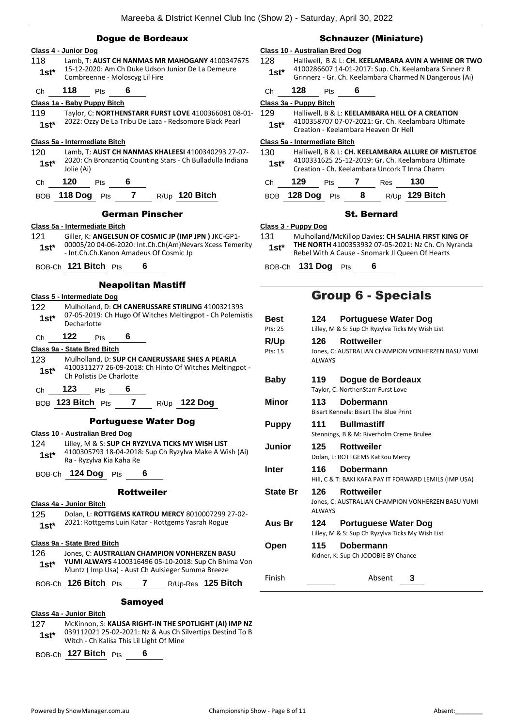## Dogue de Bordeaux

**Class 4 - Junior Dog**

118 **1st*** Lamb, T: **AUST CH NANMAS MR MAHOGANY** 4100347675 15-12-2020: Am Ch Duke Udson Junior De La Demeure Combreenne - Moloscyg Lil Fire

Ch **118** Pts **6**

**Class 1a - Baby Puppy Bitch**

119 **1st*** Taylor, C: **NORTHENSTARR FURST LOVE** 4100366081 08-01-2022: Ozzy De La Tribu De Laza - Redsomore Black Pearl

**Class 5a - Intermediate Bitch**

120 **1st*** Lamb, T: **AUST CH NANMAS KHALEESI** 4100340293 27-07-2020: Ch Bronzantiq Counting Stars - Ch Bulladulla Indiana Jolie (Ai)

Ch **120** Pts **6**

BOB **118 Dog** Pts **7** R/Up **120 Bitch**

## German Pinscher

**Class 5a - Intermediate Bitch**

121 **1st*** Giller, K: **ANGELSUN OF COSMIC JP (IMP JPN )** JKC-GP1-00005/20 04-06-2020: Int.Ch.Ch(Am)Nevars Xcess Temerity - Int.Ch.Ch.Kanon Amadeus Of Cosmic Jp

BOB-Ch **121 Bitch** Pts **6**

## Neapolitan Mastiff

**Class 5 - Intermediate Dog**

122 **1st*** Mulholland, D: **CH CANERUSSARE STIRLING** 4100321393 07-05-2019: Ch Hugo Of Witches Meltingpot - Ch Polemistis Decharlotte

Ch **122** Pts **6**

**Class 9a - State Bred Bitch**

123 **1st*** Mulholland, D: **SUP CH CANERUSSARE SHES A PEARLA** 4100311277 26-09-2018: Ch Hinto Of Witches Meltingpot - Ch Polistis De Charlotte

Ch **123** Pts **6**

BOB **123 Bitch** Pts **7** R/Up **122 Dog**

## Portuguese Water Dog

**Class 10 - Australian Bred Dog**

124 **1st*** Lilley, M & S: **SUP CH RYZYLVA TICKS MY WISH LIST** 4100305793 18-04-2018: Sup Ch Ryzylva Make A Wish (Ai) Ra - Ryzylva Kia Kaha Re

BOB-Ch **124 Dog** Pts **6**

## Rottweiler

**Class 4a - Junior Bitch**

125 **1st*** Dolan, L: **ROTTGEMS KATROU MERCY** 8010007299 27-02-2021: Rottgems Luin Katar - Rottgems Yasrah Rogue

**Class 9a - State Bred Bitch**

126 **1st*** Jones, C: **AUSTRALIAN CHAMPION VONHERZEN BASU YUMI ALWAYS** 4100316496 05-10-2018: Sup Ch Bhima Von Muntz ( Imp Usa) - Aust Ch Aulsieger Summa Breeze

BOB-Ch **126 Bitch** Pts **7** R/Up-Res **125 Bitch**

## Samoyed

**Class 4a - Junior Bitch**

127 **1st*** McKinnon, S: **KALISA RIGHT-IN THE SPOTLIGHT (AI) IMP NZ** 039112021 25-02-2021: Nz & Aus Ch Silvertips Destind To B Witch - Ch Kalisa This Lil Light Of Mine

BOB-Ch **127 Bitch** Pts **6**

## Schnauzer (Miniature)

**Class 10 - Australian Bred Dog**

128 **1st*** Halliwell, B & L: **CH. KEELAMBARA AVIN A WHINE OR TWO** 4100286607 14-01-2017: Sup. Ch. Keelambara Sinnerz R Grinnerz - Gr. Ch. Keelambara Charmed N Dangerous (Ai)

Ch **128** Pts **6**

**Class 3a - Puppy Bitch**

129 **1st*** Halliwell, B & L: **KEELAMBARA HELL OF A CREATION** 4100358707 07-07-2021: Gr. Ch. Keelambara Ultimate Creation - Keelambara Heaven Or Hell

**Class 5a - Intermediate Bitch**

130 **1st*** Halliwell, B & L: **CH. KEELAMBARA ALLURE OF MISTLETOE** 4100331625 25-12-2019: Gr. Ch. Keelambara Ultimate Creation - Ch. Keelambara Uncork T Inna Charm

Ch **129** Pts **7** Res **130**

BOB **128 Dog** Pts **8** R/Up **129 Bitch**

## St. Bernard

**Class 3 - Puppy Dog**

131 **1st*** Mulholland/McKillop Davies: **CH SALHIA FIRST KING OF THE NORTH** 4100353932 07-05-2021: Nz Ch. Ch Nyranda Rebel With A Cause - Snomark Jl Queen Of Hearts

BOB-Ch **131 Dog** Pts **6**

# Group 6 - Specials

| | | |
|---|---|---|
| **Best** (Pts: 25) | **124** | **Portuguese Water Dog** — Lilley, M & S: Sup Ch Ryzylva Ticks My Wish List |
| **R/Up** (Pts: 15) | **126** | **Rottweiler** — Jones, C: AUSTRALIAN CHAMPION VONHERZEN BASU YUMI ALWAYS |
| **Baby** | **119** | **Dogue de Bordeaux** — Taylor, C: NorthenStarr Furst Love |
| **Minor** | **113** | **Dobermann** — Bisart Kennels: Bisart The Blue Print |
| **Puppy** | **111** | **Bullmastiff** — Stennings, B & M: Riverholm Creme Brulee |
| **Junior** | **125** | **Rottweiler** — Dolan, L: ROTTGEMS KatRou Mercy |
| **Inter** | **116** | **Dobermann** — Hill, C & T: BAKI KAFA PAY IT FORWARD LEMILS (IMP USA) |
| **State Br** | **126** | **Rottweiler** — Jones, C: AUSTRALIAN CHAMPION VONHERZEN BASU YUMI ALWAYS |
| **Aus Br** | **124** | **Portuguese Water Dog** — Lilley, M & S: Sup Ch Ryzylva Ticks My Wish List |
| **Open** | **115** | **Dobermann** — Kidner, K: Sup Ch JODOBIE BY Chance |

Finish ______ Absent **3**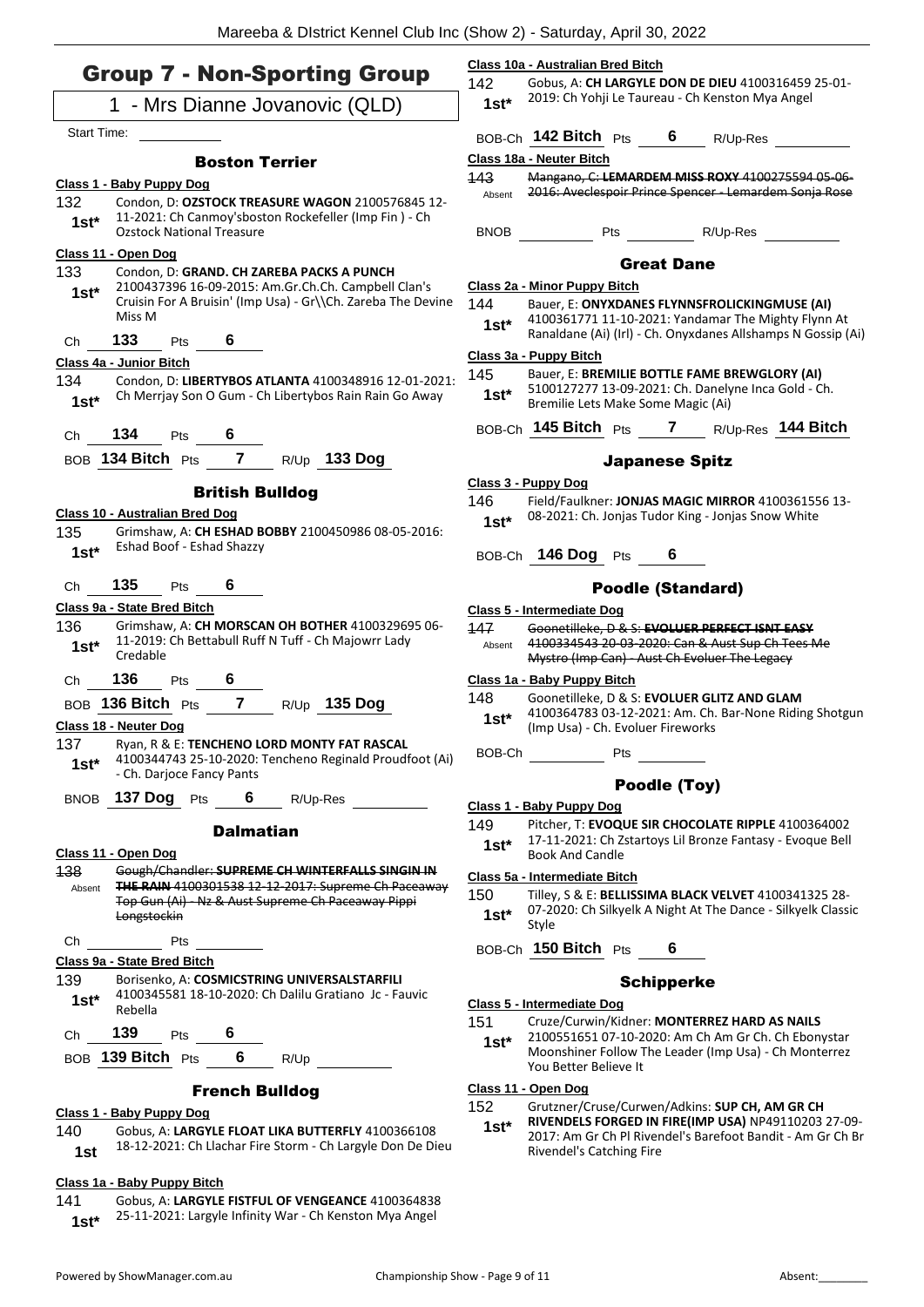# Group 7 - Non-Sporting Group

## 1 - Mrs Dianne Jovanovic (QLD)

Start Time:

### Boston Terrier

**Class 1 - Baby Puppy Dog**

132 Condon, D: **OZSTOCK TREASURE WAGON** 2100576845 12-11-2021: Ch Canmoy'sboston Rockefeller (Imp Fin ) - Ch Ozstock National Treasure
**1st***

**Class 11 - Open Dog**

133 Condon, D: **GRAND. CH ZAREBA PACKS A PUNCH** 2100437396 16-09-2015: Am.Gr.Ch.Ch. Campbell Clan's Cruisin For A Bruisin' (Imp Usa) - Gr\\Ch. Zareba The Devine Miss M
**1st***

Ch **133** Pts **6**

**Class 4a - Junior Bitch**

134 Condon, D: **LIBERTYBOS ATLANTA** 4100348916 12-01-2021: Ch Merrjay Son O Gum - Ch Libertybos Rain Rain Go Away
**1st***

Ch **134** Pts **6**

BOB **134 Bitch** Pts **7** R/Up **133 Dog**

### British Bulldog

**Class 10 - Australian Bred Dog**

135 Grimshaw, A: **CH ESHAD BOBBY** 2100450986 08-05-2016: Eshad Boof - Eshad Shazzy
**1st***

Ch **135** Pts **6**

**Class 9a - State Bred Bitch**

136 Grimshaw, A: **CH MORSCAN OH BOTHER** 4100329695 06-11-2019: Ch Bettabull Ruff N Tuff - Ch Majowrr Lady Credable
**1st***

Ch **136** Pts **6**

BOB **136 Bitch** Pts **7** R/Up **135 Dog**

**Class 18 - Neuter Dog**

137 Ryan, R & E: **TENCHENO LORD MONTY FAT RASCAL** 4100344743 25-10-2020: Tencheno Reginald Proudfoot (Ai) - Ch. Darjoce Fancy Pants
**1st***

BNOB **137 Dog** Pts **6** R/Up-Res

### Dalmatian

**Class 11 - Open Dog**

~~138 Gough/Chandler: **SUPREME CH WINTERFALLS SINGIN IN THE RAIN** 4100301538 12-12-2017: Supreme Ch Paceaway Top Gun (Ai) - Nz & Aust Supreme Ch Paceaway Pippi Longstockin~~
Absent

Ch Pts

**Class 9a - State Bred Bitch**

139 Borisenko, A: **COSMICSTRING UNIVERSALSTARFILI** 4100345581 18-10-2020: Ch Dalilu Gratiano Jc - Fauvic Rebella
**1st***

Ch **139** Pts **6**

BOB **139 Bitch** Pts **6** R/Up

### French Bulldog

**Class 1 - Baby Puppy Dog**

140 Gobus, A: **LARGYLE FLOAT LIKA BUTTERFLY** 4100366108 18-12-2021: Ch Llachar Fire Storm - Ch Largyle Don De Dieu
**1st**

**Class 1a - Baby Puppy Bitch**

141 Gobus, A: **LARGYLE FISTFUL OF VENGEANCE** 4100364838 25-11-2021: Largyle Infinity War - Ch Kenston Mya Angel
**1st***

**Class 10a - Australian Bred Bitch**

142 Gobus, A: **CH LARGYLE DON DE DIEU** 4100316459 25-01-2019: Ch Yohji Le Taureau - Ch Kenston Mya Angel
**1st***

BOB-Ch **142 Bitch** Pts **6** R/Up-Res

**Class 18a - Neuter Bitch**

~~143 Mangano, C: **LEMARDEM MISS ROXY** 4100275594 05-06-2016: Aveclespoir Prince Spencer - Lemardem Sonja Rose~~
Absent

BNOB Pts R/Up-Res

### Great Dane

**Class 2a - Minor Puppy Bitch**

144 Bauer, E: **ONYXDANES FLYNNSFROLICKINGMUSE (AI)** 4100361771 11-10-2021: Yandamar The Mighty Flynn At Ranaldane (Ai) (Irl) - Ch. Onyxdanes Allshamps N Gossip (Ai)
**1st***

**Class 3a - Puppy Bitch**

145 Bauer, E: **BREMILIE BOTTLE FAME BREWGLORY (AI)** 5100127277 13-09-2021: Ch. Danelyne Inca Gold - Ch. Bremilie Lets Make Some Magic (Ai)
**1st***

BOB-Ch **145 Bitch** Pts **7** R/Up-Res **144 Bitch**

### Japanese Spitz

**Class 3 - Puppy Dog**

146 Field/Faulkner: **JONJAS MAGIC MIRROR** 4100361556 13-08-2021: Ch. Jonjas Tudor King - Jonjas Snow White
**1st***

BOB-Ch **146 Dog** Pts **6**

### Poodle (Standard)

**Class 5 - Intermediate Dog**

~~147 Goonetilleke, D & S: **EVOLUER PERFECT ISNT EASY** 4100334543 20-03-2020: Can & Aust Sup Ch Tees Me Mystro (Imp Can) - Aust Ch Evoluer The Legacy~~
Absent

**Class 1a - Baby Puppy Bitch**

148 Goonetilleke, D & S: **EVOLUER GLITZ AND GLAM** 4100364783 03-12-2021: Am. Ch. Bar-None Riding Shotgun (Imp Usa) - Ch. Evoluer Fireworks
**1st***

BOB-Ch Pts

### Poodle (Toy)

**Class 1 - Baby Puppy Dog**

149 Pitcher, T: **EVOQUE SIR CHOCOLATE RIPPLE** 4100364002 17-11-2021: Ch Zstartoys Lil Bronze Fantasy - Evoque Bell Book And Candle
**1st***

**Class 5a - Intermediate Bitch**

150 Tilley, S & E: **BELLISSIMA BLACK VELVET** 4100341325 28-07-2020: Ch Silkyelk A Night At The Dance - Silkyelk Classic Style
**1st***

BOB-Ch **150 Bitch** Pts **6**

### Schipperke

**Class 5 - Intermediate Dog**

151 Cruze/Curwin/Kidner: **MONTERREZ HARD AS NAILS** 2100551651 07-10-2020: Am Ch Am Gr Ch. Ch Ebonystar Moonshiner Follow The Leader (Imp Usa) - Ch Monterrez You Better Believe It
**1st***

**Class 11 - Open Dog**

152 Grutzner/Cruse/Curwen/Adkins: **SUP CH, AM GR CH RIVENDELS FORGED IN FIRE(IMP USA)** NP49110203 27-09-2017: Am Gr Ch Pl Rivendel's Barefoot Bandit - Am Gr Ch Br Rivendel's Catching Fire
**1st***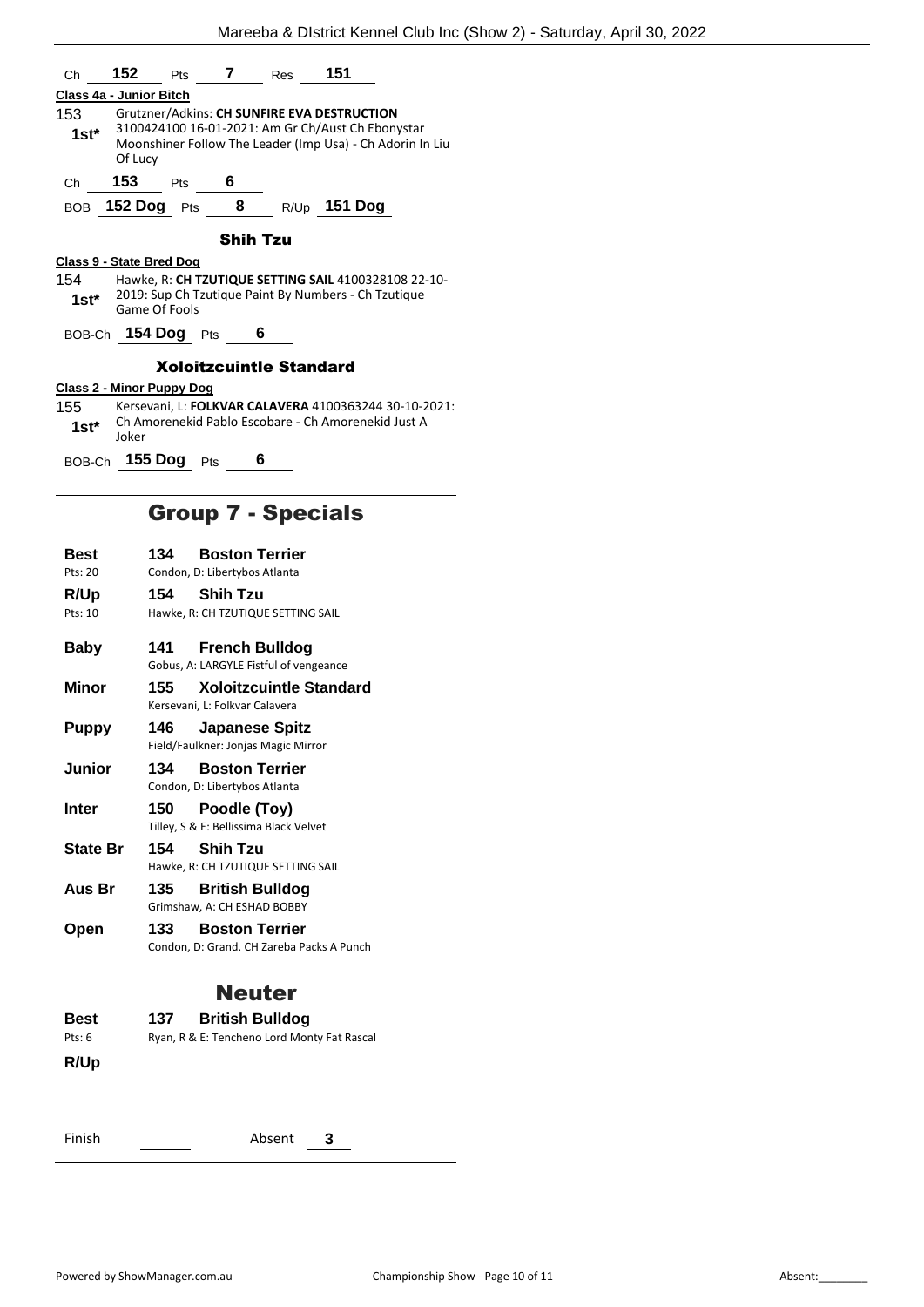Ch **152** Pts **7** Res **151**

**Class 4a - Junior Bitch**

153 **1st*** Grutzner/Adkins: **CH SUNFIRE EVA DESTRUCTION** 3100424100 16-01-2021: Am Gr Ch/Aust Ch Ebonystar Moonshiner Follow The Leader (Imp Usa) - Ch Adorin In Liu Of Lucy

Ch **153** Pts **6**

BOB **152 Dog** Pts **8** R/Up **151 Dog**

### Shih Tzu

**Class 9 - State Bred Dog**

154 **1st*** Hawke, R: **CH TZUTIQUE SETTING SAIL** 4100328108 22-10-2019: Sup Ch Tzutique Paint By Numbers - Ch Tzutique Game Of Fools

BOB-Ch **154 Dog** Pts **6**

### Xoloitzcuintle Standard

**Class 2 - Minor Puppy Dog**

155 **1st*** Kersevani, L: **FOLKVAR CALAVERA** 4100363244 30-10-2021: Ch Amorenekid Pablo Escobare - Ch Amorenekid Just A Joker

BOB-Ch **155 Dog** Pts **6**

## Group 7 - Specials

**Best** (Pts: 20) **134 Boston Terrier**
Condon, D: Libertybos Atlanta

**R/Up** (Pts: 10) **154 Shih Tzu**
Hawke, R: CH TZUTIQUE SETTING SAIL

**Baby** **141 French Bulldog**
Gobus, A: LARGYLE Fistful of vengeance

**Minor** **155 Xoloitzcuintle Standard**
Kersevani, L: Folkvar Calavera

**Puppy** **146 Japanese Spitz**
Field/Faulkner: Jonjas Magic Mirror

**Junior** **134 Boston Terrier**
Condon, D: Libertybos Atlanta

**Inter** **150 Poodle (Toy)**
Tilley, S & E: Bellissima Black Velvet

**State Br** **154 Shih Tzu**
Hawke, R: CH TZUTIQUE SETTING SAIL

**Aus Br** **135 British Bulldog**
Grimshaw, A: CH ESHAD BOBBY

**Open** **133 Boston Terrier**
Condon, D: Grand. CH Zareba Packs A Punch

## Neuter

**Best** (Pts: 6) **137 British Bulldog**
Ryan, R & E: Tencheno Lord Monty Fat Rascal

**R/Up**

Finish ______ Absent **3**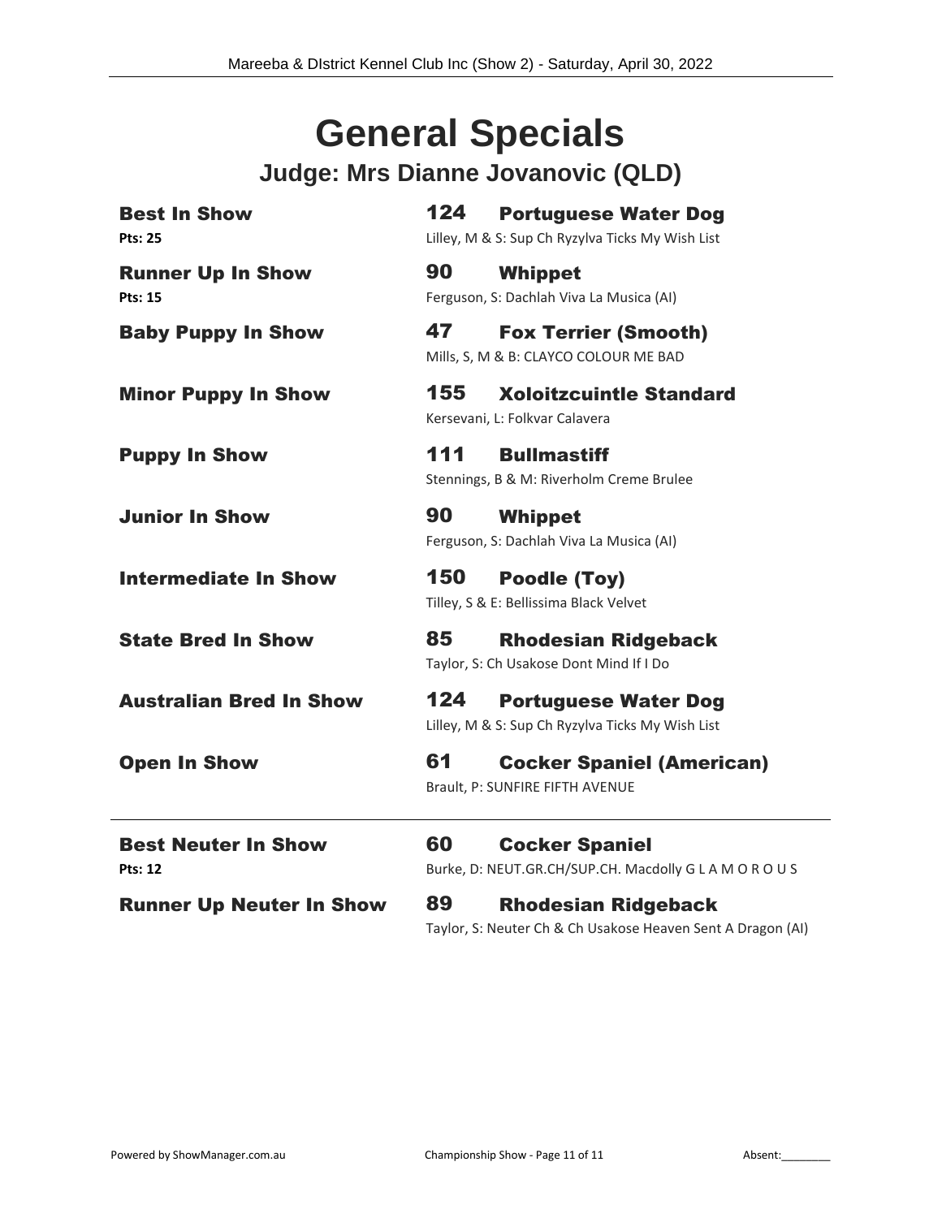# General Specials

## Judge: Mrs Dianne Jovanovic (QLD)

**Best In Show**
Pts: 25
**124 Portuguese Water Dog**
Lilley, M & S: Sup Ch Ryzylva Ticks My Wish List

**Runner Up In Show**
Pts: 15
**90 Whippet**
Ferguson, S: Dachlah Viva La Musica (AI)

**Baby Puppy In Show**
**47 Fox Terrier (Smooth)**
Mills, S, M & B: CLAYCO COLOUR ME BAD

**Minor Puppy In Show**
**155 Xoloitzcuintle Standard**
Kersevani, L: Folkvar Calavera

**Puppy In Show**
**111 Bullmastiff**
Stennings, B & M: Riverholm Creme Brulee

**Junior In Show**
**90 Whippet**
Ferguson, S: Dachlah Viva La Musica (AI)

**Intermediate In Show**
**150 Poodle (Toy)**
Tilley, S & E: Bellissima Black Velvet

**State Bred In Show**
**85 Rhodesian Ridgeback**
Taylor, S: Ch Usakose Dont Mind If I Do

**Australian Bred In Show**
**124 Portuguese Water Dog**
Lilley, M & S: Sup Ch Ryzylva Ticks My Wish List

**Open In Show**
**61 Cocker Spaniel (American)**
Brault, P: SUNFIRE FIFTH AVENUE

---

**Best Neuter In Show**
Pts: 12
**60 Cocker Spaniel**
Burke, D: NEUT.GR.CH/SUP.CH. Macdolly G L A M O R O U S

**Runner Up Neuter In Show**
**89 Rhodesian Ridgeback**
Taylor, S: Neuter Ch & Ch Usakose Heaven Sent A Dragon (AI)